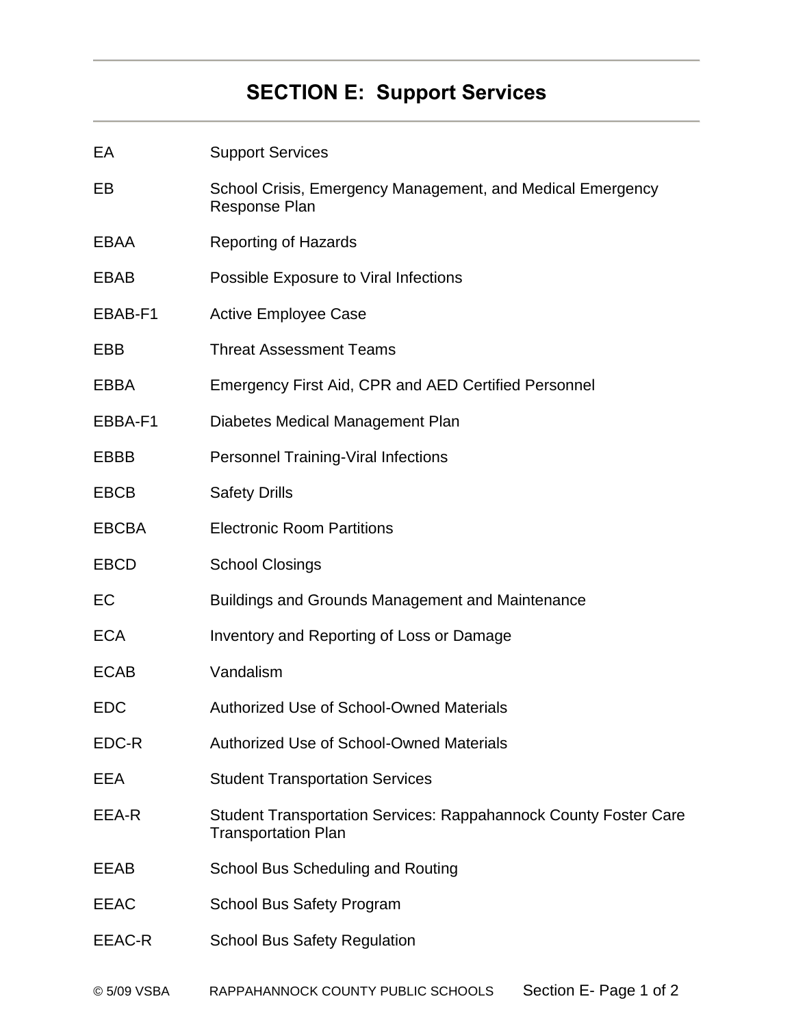# SECTION E: Support Services

| | |
|---|---|
| EA | Support Services |
| EB | School Crisis, Emergency Management, and Medical Emergency Response Plan |
| EBAA | Reporting of Hazards |
| EBAB | Possible Exposure to Viral Infections |
| EBAB-F1 | Active Employee Case |
| EBB | Threat Assessment Teams |
| EBBA | Emergency First Aid, CPR and AED Certified Personnel |
| EBBA-F1 | Diabetes Medical Management Plan |
| EBBB | Personnel Training-Viral Infections |
| EBCB | Safety Drills |
| EBCBA | Electronic Room Partitions |
| EBCD | School Closings |
| EC | Buildings and Grounds Management and Maintenance |
| ECA | Inventory and Reporting of Loss or Damage |
| ECAB | Vandalism |
| EDC | Authorized Use of School-Owned Materials |
| EDC-R | Authorized Use of School-Owned Materials |
| EEA | Student Transportation Services |
| EEA-R | Student Transportation Services: Rappahannock County Foster Care Transportation Plan |
| EEAB | School Bus Scheduling and Routing |
| EEAC | School Bus Safety Program |
| EEAC-R | School Bus Safety Regulation |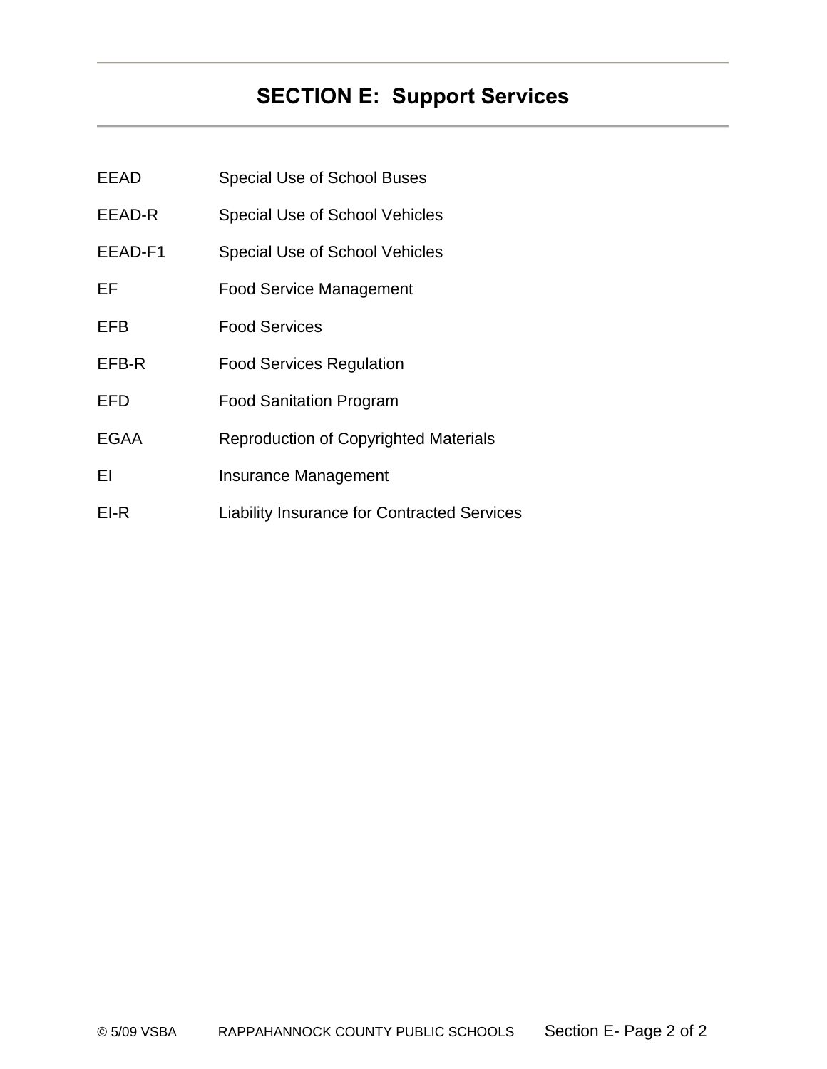# SECTION E: Support Services

| | |
|---|---|
| EEAD | Special Use of School Buses |
| EEAD-R | Special Use of School Vehicles |
| EEAD-F1 | Special Use of School Vehicles |
| EF | Food Service Management |
| EFB | Food Services |
| EFB-R | Food Services Regulation |
| EFD | Food Sanitation Program |
| EGAA | Reproduction of Copyrighted Materials |
| EI | Insurance Management |
| EI-R | Liability Insurance for Contracted Services |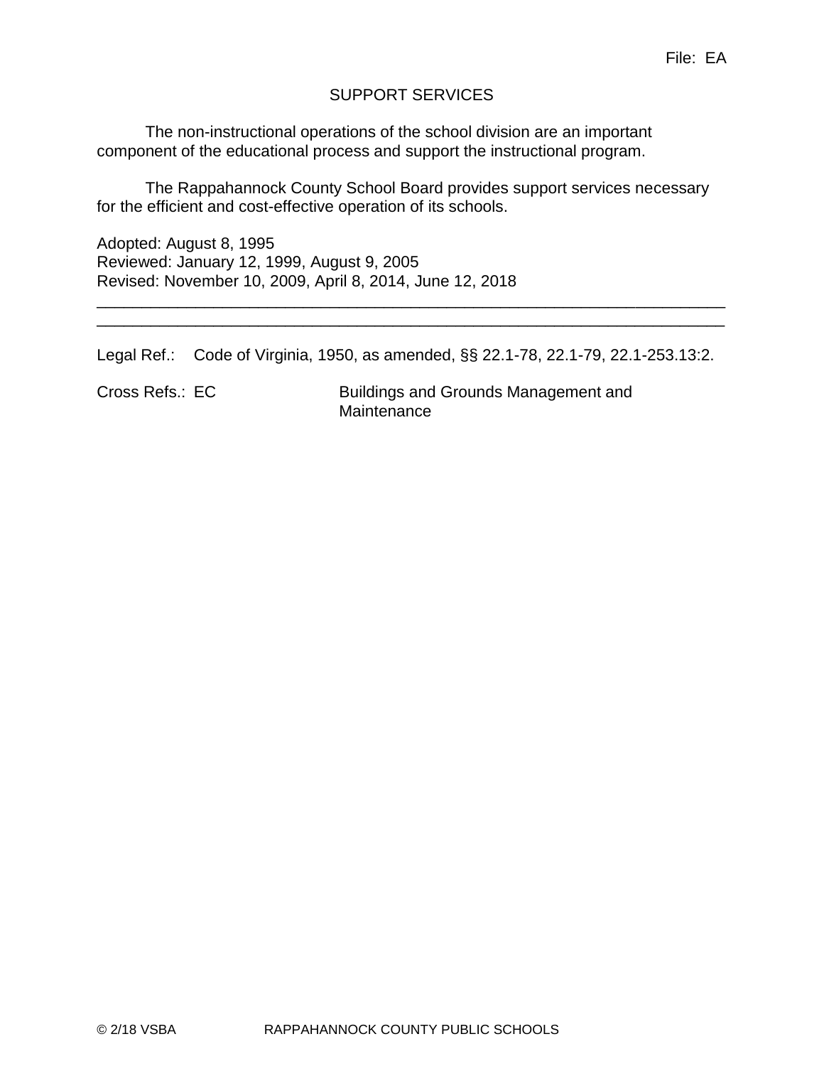File: EA

# SUPPORT SERVICES

The non-instructional operations of the school division are an important component of the educational process and support the instructional program.

The Rappahannock County School Board provides support services necessary for the efficient and cost-effective operation of its schools.

Adopted: August 8, 1995
Reviewed: January 12, 1999, August 9, 2005
Revised: November 10, 2009, April 8, 2014, June 12, 2018

---

---

Legal Ref.: Code of Virginia, 1950, as amended, §§ 22.1-78, 22.1-79, 22.1-253.13:2.

Cross Refs.: EC Buildings and Grounds Management and Maintenance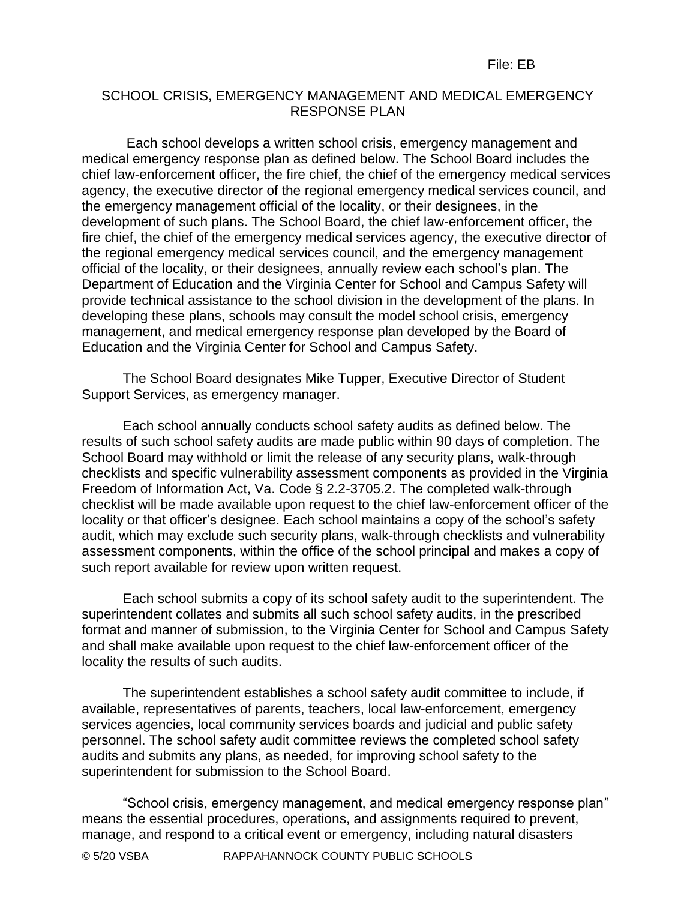File: EB

## SCHOOL CRISIS, EMERGENCY MANAGEMENT AND MEDICAL EMERGENCY RESPONSE PLAN

Each school develops a written school crisis, emergency management and medical emergency response plan as defined below. The School Board includes the chief law-enforcement officer, the fire chief, the chief of the emergency medical services agency, the executive director of the regional emergency medical services council, and the emergency management official of the locality, or their designees, in the development of such plans. The School Board, the chief law-enforcement officer, the fire chief, the chief of the emergency medical services agency, the executive director of the regional emergency medical services council, and the emergency management official of the locality, or their designees, annually review each school's plan. The Department of Education and the Virginia Center for School and Campus Safety will provide technical assistance to the school division in the development of the plans. In developing these plans, schools may consult the model school crisis, emergency management, and medical emergency response plan developed by the Board of Education and the Virginia Center for School and Campus Safety.

The School Board designates Mike Tupper, Executive Director of Student Support Services, as emergency manager.

Each school annually conducts school safety audits as defined below. The results of such school safety audits are made public within 90 days of completion. The School Board may withhold or limit the release of any security plans, walk-through checklists and specific vulnerability assessment components as provided in the Virginia Freedom of Information Act, Va. Code § 2.2-3705.2. The completed walk-through checklist will be made available upon request to the chief law-enforcement officer of the locality or that officer's designee. Each school maintains a copy of the school's safety audit, which may exclude such security plans, walk-through checklists and vulnerability assessment components, within the office of the school principal and makes a copy of such report available for review upon written request.

Each school submits a copy of its school safety audit to the superintendent. The superintendent collates and submits all such school safety audits, in the prescribed format and manner of submission, to the Virginia Center for School and Campus Safety and shall make available upon request to the chief law-enforcement officer of the locality the results of such audits.

The superintendent establishes a school safety audit committee to include, if available, representatives of parents, teachers, local law-enforcement, emergency services agencies, local community services boards and judicial and public safety personnel. The school safety audit committee reviews the completed school safety audits and submits any plans, as needed, for improving school safety to the superintendent for submission to the School Board.

"School crisis, emergency management, and medical emergency response plan" means the essential procedures, operations, and assignments required to prevent, manage, and respond to a critical event or emergency, including natural disasters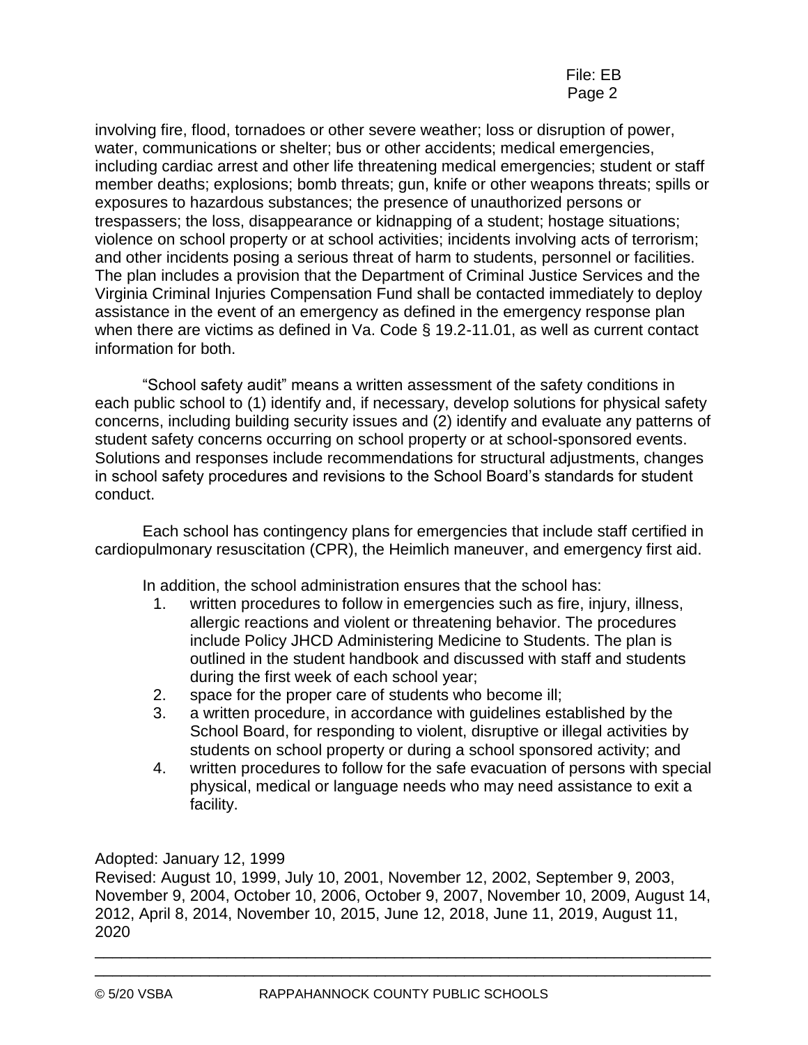involving fire, flood, tornadoes or other severe weather; loss or disruption of power, water, communications or shelter; bus or other accidents; medical emergencies, including cardiac arrest and other life threatening medical emergencies; student or staff member deaths; explosions; bomb threats; gun, knife or other weapons threats; spills or exposures to hazardous substances; the presence of unauthorized persons or trespassers; the loss, disappearance or kidnapping of a student; hostage situations; violence on school property or at school activities; incidents involving acts of terrorism; and other incidents posing a serious threat of harm to students, personnel or facilities. The plan includes a provision that the Department of Criminal Justice Services and the Virginia Criminal Injuries Compensation Fund shall be contacted immediately to deploy assistance in the event of an emergency as defined in the emergency response plan when there are victims as defined in Va. Code § 19.2-11.01, as well as current contact information for both.

"School safety audit" means a written assessment of the safety conditions in each public school to (1) identify and, if necessary, develop solutions for physical safety concerns, including building security issues and (2) identify and evaluate any patterns of student safety concerns occurring on school property or at school-sponsored events. Solutions and responses include recommendations for structural adjustments, changes in school safety procedures and revisions to the School Board's standards for student conduct.

Each school has contingency plans for emergencies that include staff certified in cardiopulmonary resuscitation (CPR), the Heimlich maneuver, and emergency first aid.

In addition, the school administration ensures that the school has:

1. written procedures to follow in emergencies such as fire, injury, illness, allergic reactions and violent or threatening behavior. The procedures include Policy JHCD Administering Medicine to Students. The plan is outlined in the student handbook and discussed with staff and students during the first week of each school year;
2. space for the proper care of students who become ill;
3. a written procedure, in accordance with guidelines established by the School Board, for responding to violent, disruptive or illegal activities by students on school property or during a school sponsored activity; and
4. written procedures to follow for the safe evacuation of persons with special physical, medical or language needs who may need assistance to exit a facility.

Adopted: January 12, 1999
Revised: August 10, 1999, July 10, 2001, November 12, 2002, September 9, 2003, November 9, 2004, October 10, 2006, October 9, 2007, November 10, 2009, August 14, 2012, April 8, 2014, November 10, 2015, June 12, 2018, June 11, 2019, August 11, 2020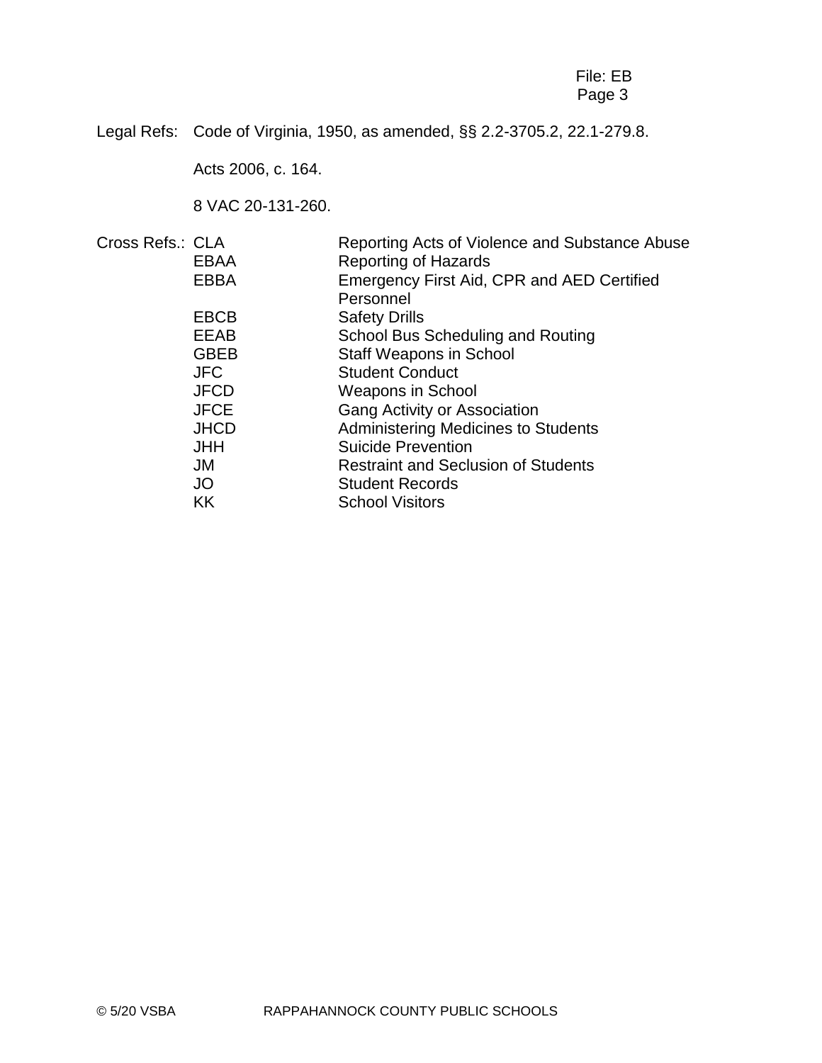Legal Refs: Code of Virginia, 1950, as amended, §§ 2.2-3705.2, 22.1-279.8.

Acts 2006, c. 164.

8 VAC 20-131-260.

Cross Refs.:

| | |
|---|---|
| CLA | Reporting Acts of Violence and Substance Abuse |
| EBAA | Reporting of Hazards |
| EBBA | Emergency First Aid, CPR and AED Certified Personnel |
| EBCB | Safety Drills |
| EEAB | School Bus Scheduling and Routing |
| GBEB | Staff Weapons in School |
| JFC | Student Conduct |
| JFCD | Weapons in School |
| JFCE | Gang Activity or Association |
| JHCD | Administering Medicines to Students |
| JHH | Suicide Prevention |
| JM | Restraint and Seclusion of Students |
| JO | Student Records |
| KK | School Visitors |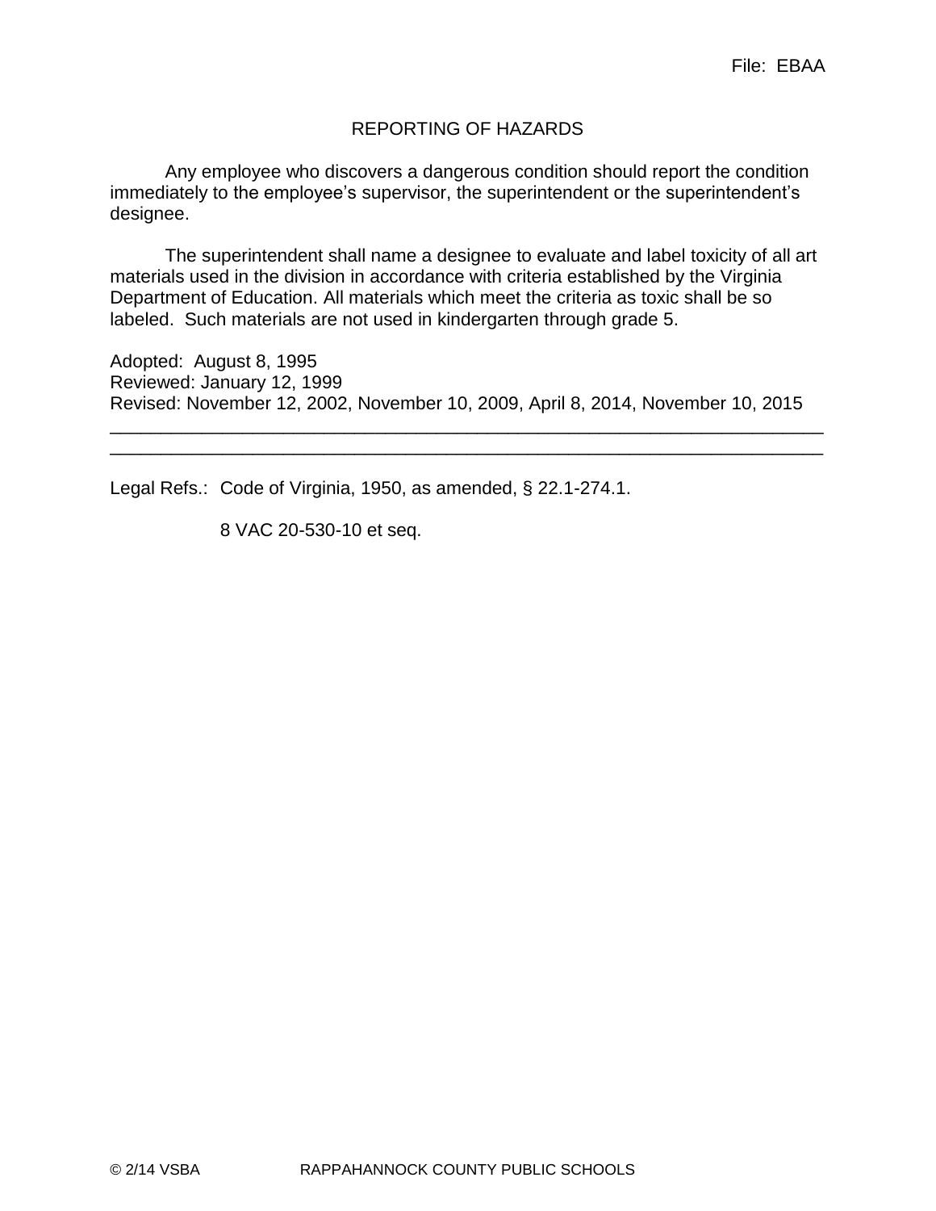File: EBAA

# REPORTING OF HAZARDS

Any employee who discovers a dangerous condition should report the condition immediately to the employee's supervisor, the superintendent or the superintendent's designee.

The superintendent shall name a designee to evaluate and label toxicity of all art materials used in the division in accordance with criteria established by the Virginia Department of Education. All materials which meet the criteria as toxic shall be so labeled. Such materials are not used in kindergarten through grade 5.

Adopted: August 8, 1995
Reviewed: January 12, 1999
Revised: November 12, 2002, November 10, 2009, April 8, 2014, November 10, 2015

---

Legal Refs.: Code of Virginia, 1950, as amended, § 22.1-274.1.

8 VAC 20-530-10 et seq.

© 2/14 VSBA RAPPAHANNOCK COUNTY PUBLIC SCHOOLS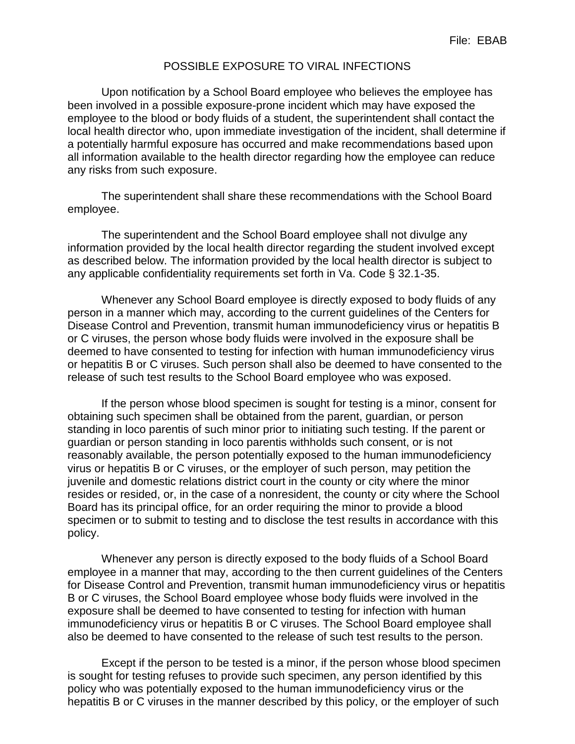# POSSIBLE EXPOSURE TO VIRAL INFECTIONS

Upon notification by a School Board employee who believes the employee has been involved in a possible exposure-prone incident which may have exposed the employee to the blood or body fluids of a student, the superintendent shall contact the local health director who, upon immediate investigation of the incident, shall determine if a potentially harmful exposure has occurred and make recommendations based upon all information available to the health director regarding how the employee can reduce any risks from such exposure.

The superintendent shall share these recommendations with the School Board employee.

The superintendent and the School Board employee shall not divulge any information provided by the local health director regarding the student involved except as described below. The information provided by the local health director is subject to any applicable confidentiality requirements set forth in Va. Code § 32.1-35.

Whenever any School Board employee is directly exposed to body fluids of any person in a manner which may, according to the current guidelines of the Centers for Disease Control and Prevention, transmit human immunodeficiency virus or hepatitis B or C viruses, the person whose body fluids were involved in the exposure shall be deemed to have consented to testing for infection with human immunodeficiency virus or hepatitis B or C viruses. Such person shall also be deemed to have consented to the release of such test results to the School Board employee who was exposed.

If the person whose blood specimen is sought for testing is a minor, consent for obtaining such specimen shall be obtained from the parent, guardian, or person standing in loco parentis of such minor prior to initiating such testing. If the parent or guardian or person standing in loco parentis withholds such consent, or is not reasonably available, the person potentially exposed to the human immunodeficiency virus or hepatitis B or C viruses, or the employer of such person, may petition the juvenile and domestic relations district court in the county or city where the minor resides or resided, or, in the case of a nonresident, the county or city where the School Board has its principal office, for an order requiring the minor to provide a blood specimen or to submit to testing and to disclose the test results in accordance with this policy.

Whenever any person is directly exposed to the body fluids of a School Board employee in a manner that may, according to the then current guidelines of the Centers for Disease Control and Prevention, transmit human immunodeficiency virus or hepatitis B or C viruses, the School Board employee whose body fluids were involved in the exposure shall be deemed to have consented to testing for infection with human immunodeficiency virus or hepatitis B or C viruses. The School Board employee shall also be deemed to have consented to the release of such test results to the person.

Except if the person to be tested is a minor, if the person whose blood specimen is sought for testing refuses to provide such specimen, any person identified by this policy who was potentially exposed to the human immunodeficiency virus or the hepatitis B or C viruses in the manner described by this policy, or the employer of such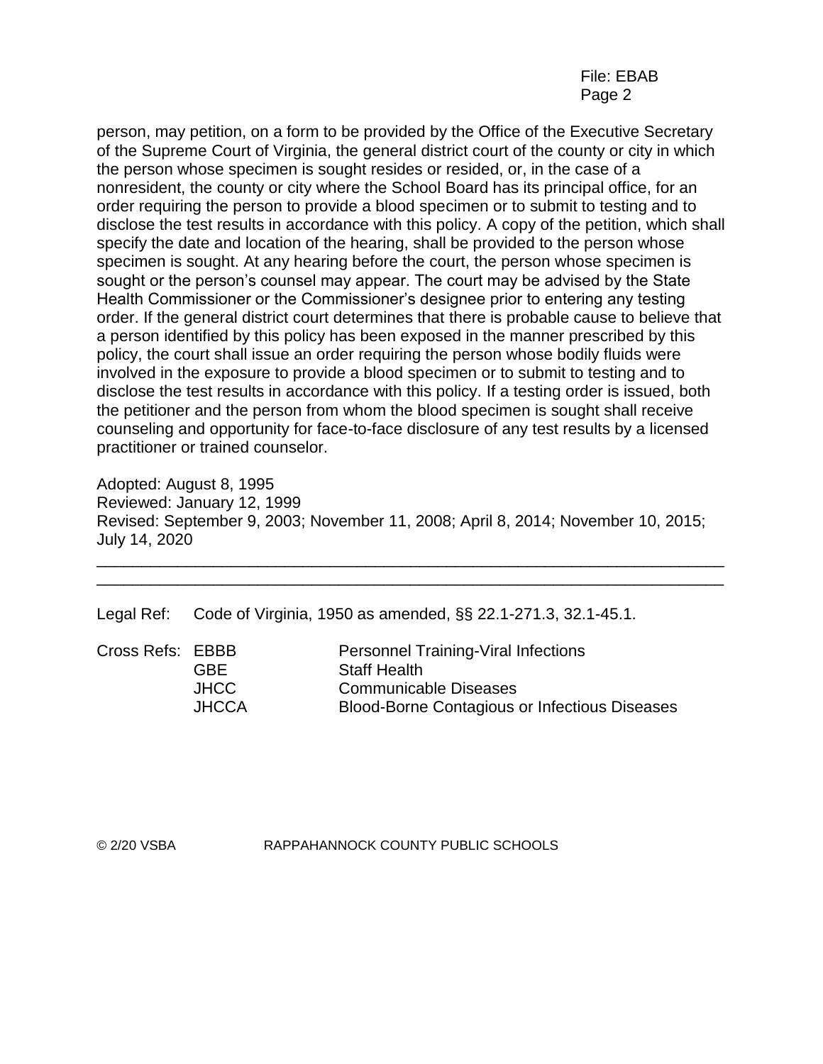person, may petition, on a form to be provided by the Office of the Executive Secretary of the Supreme Court of Virginia, the general district court of the county or city in which the person whose specimen is sought resides or resided, or, in the case of a nonresident, the county or city where the School Board has its principal office, for an order requiring the person to provide a blood specimen or to submit to testing and to disclose the test results in accordance with this policy. A copy of the petition, which shall specify the date and location of the hearing, shall be provided to the person whose specimen is sought. At any hearing before the court, the person whose specimen is sought or the person's counsel may appear. The court may be advised by the State Health Commissioner or the Commissioner's designee prior to entering any testing order. If the general district court determines that there is probable cause to believe that a person identified by this policy has been exposed in the manner prescribed by this policy, the court shall issue an order requiring the person whose bodily fluids were involved in the exposure to provide a blood specimen or to submit to testing and to disclose the test results in accordance with this policy. If a testing order is issued, both the petitioner and the person from whom the blood specimen is sought shall receive counseling and opportunity for face-to-face disclosure of any test results by a licensed practitioner or trained counselor.

Adopted: August 8, 1995
Reviewed: January 12, 1999
Revised: September 9, 2003; November 11, 2008; April 8, 2014; November 10, 2015; July 14, 2020

---

Legal Ref: Code of Virginia, 1950 as amended, §§ 22.1-271.3, 32.1-45.1.

| Cross Refs: | | |
|---|---|---|
| | EBBB | Personnel Training-Viral Infections |
| | GBE | Staff Health |
| | JHCC | Communicable Diseases |
| | JHCCA | Blood-Borne Contagious or Infectious Diseases |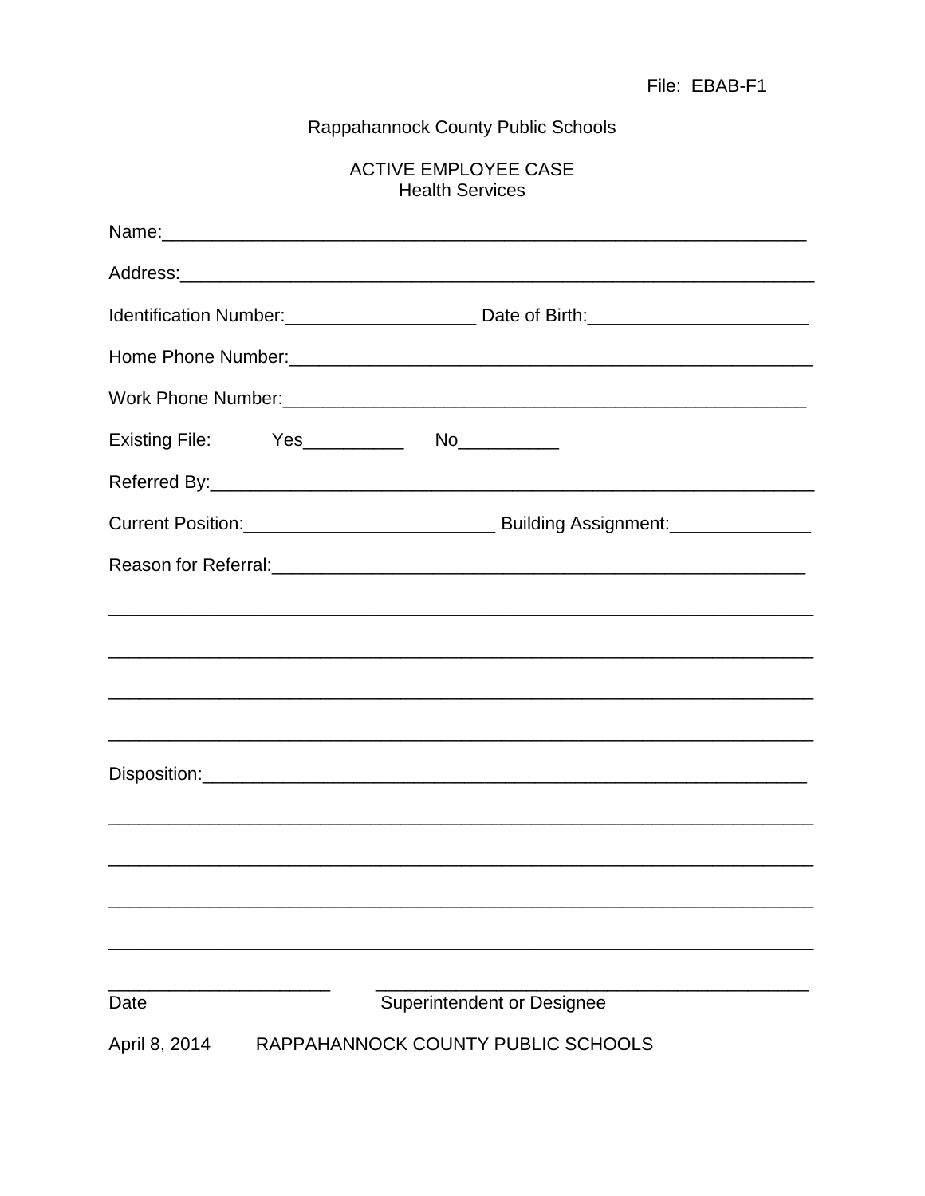File: EBAB-F1

Rappahannock County Public Schools

ACTIVE EMPLOYEE CASE
Health Services

Name:_______________________________________________________________

Address:_____________________________________________________________

Identification Number:___________________ Date of Birth:_____________________

Home Phone Number:____________________________________________________

Work Phone Number:____________________________________________________

Existing File: Yes__________ No__________

Referred By:__________________________________________________________

Current Position:________________________ Building Assignment:______________

Reason for Referral:____________________________________________________

______________________________________________________________________

______________________________________________________________________

______________________________________________________________________

______________________________________________________________________

Disposition:___________________________________________________________

______________________________________________________________________

______________________________________________________________________

______________________________________________________________________

______________________________________________________________________

______________________ ____________________________________________
Date Superintendent or Designee

April 8, 2014 RAPPAHANNOCK COUNTY PUBLIC SCHOOLS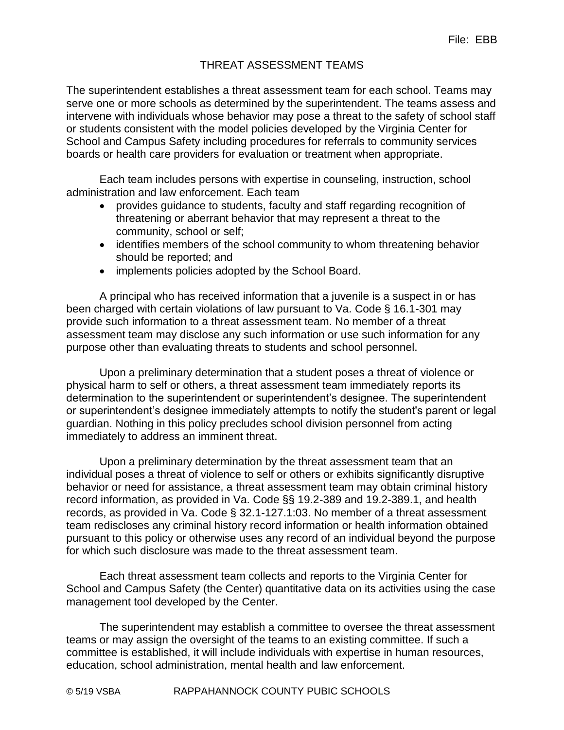File: EBB

# THREAT ASSESSMENT TEAMS

The superintendent establishes a threat assessment team for each school. Teams may serve one or more schools as determined by the superintendent. The teams assess and intervene with individuals whose behavior may pose a threat to the safety of school staff or students consistent with the model policies developed by the Virginia Center for School and Campus Safety including procedures for referrals to community services boards or health care providers for evaluation or treatment when appropriate.

Each team includes persons with expertise in counseling, instruction, school administration and law enforcement. Each team

- provides guidance to students, faculty and staff regarding recognition of threatening or aberrant behavior that may represent a threat to the community, school or self;
- identifies members of the school community to whom threatening behavior should be reported; and
- implements policies adopted by the School Board.

A principal who has received information that a juvenile is a suspect in or has been charged with certain violations of law pursuant to Va. Code § 16.1-301 may provide such information to a threat assessment team. No member of a threat assessment team may disclose any such information or use such information for any purpose other than evaluating threats to students and school personnel.

Upon a preliminary determination that a student poses a threat of violence or physical harm to self or others, a threat assessment team immediately reports its determination to the superintendent or superintendent's designee. The superintendent or superintendent's designee immediately attempts to notify the student's parent or legal guardian. Nothing in this policy precludes school division personnel from acting immediately to address an imminent threat.

Upon a preliminary determination by the threat assessment team that an individual poses a threat of violence to self or others or exhibits significantly disruptive behavior or need for assistance, a threat assessment team may obtain criminal history record information, as provided in Va. Code §§ 19.2-389 and 19.2-389.1, and health records, as provided in Va. Code § 32.1-127.1:03. No member of a threat assessment team rediscloses any criminal history record information or health information obtained pursuant to this policy or otherwise uses any record of an individual beyond the purpose for which such disclosure was made to the threat assessment team.

Each threat assessment team collects and reports to the Virginia Center for School and Campus Safety (the Center) quantitative data on its activities using the case management tool developed by the Center.

The superintendent may establish a committee to oversee the threat assessment teams or may assign the oversight of the teams to an existing committee. If such a committee is established, it will include individuals with expertise in human resources, education, school administration, mental health and law enforcement.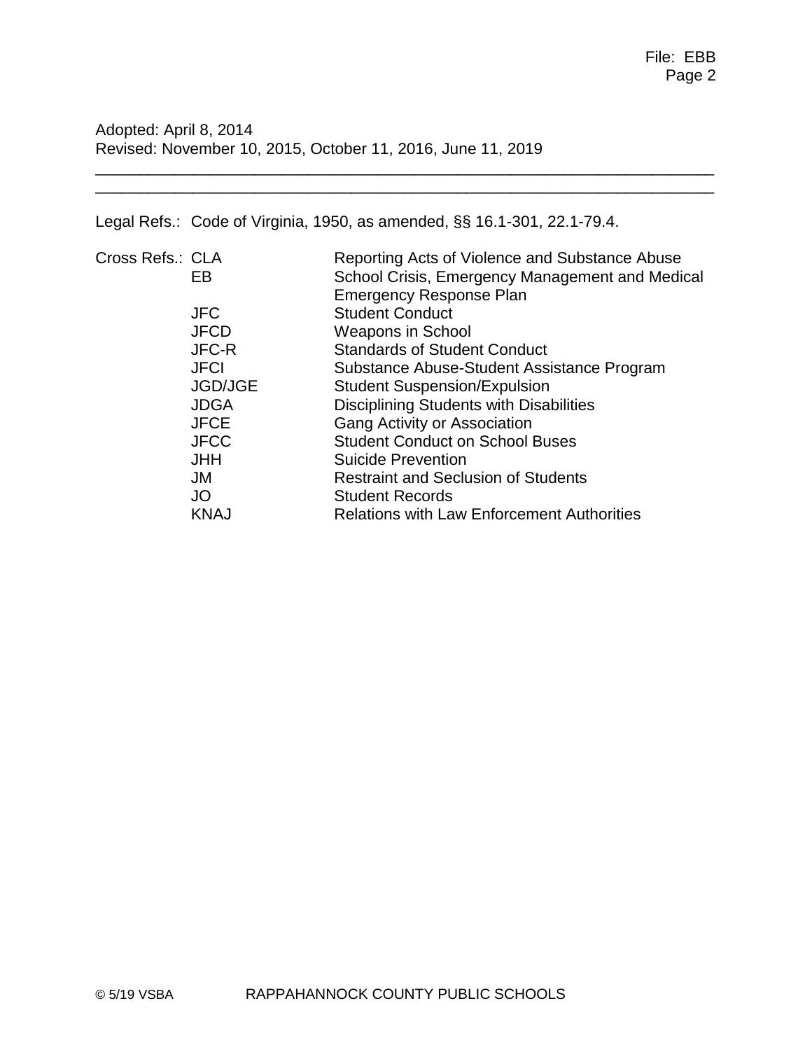Adopted: April 8, 2014
Revised: November 10, 2015, October 11, 2016, June 11, 2019

---

---

Legal Refs.: Code of Virginia, 1950, as amended, §§ 16.1-301, 22.1-79.4.

Cross Refs.:

| | |
|---|---|
| CLA | Reporting Acts of Violence and Substance Abuse |
| EB | School Crisis, Emergency Management and Medical Emergency Response Plan |
| JFC | Student Conduct |
| JFCD | Weapons in School |
| JFC-R | Standards of Student Conduct |
| JFCI | Substance Abuse-Student Assistance Program |
| JGD/JGE | Student Suspension/Expulsion |
| JDGA | Disciplining Students with Disabilities |
| JFCE | Gang Activity or Association |
| JFCC | Student Conduct on School Buses |
| JHH | Suicide Prevention |
| JM | Restraint and Seclusion of Students |
| JO | Student Records |
| KNAJ | Relations with Law Enforcement Authorities |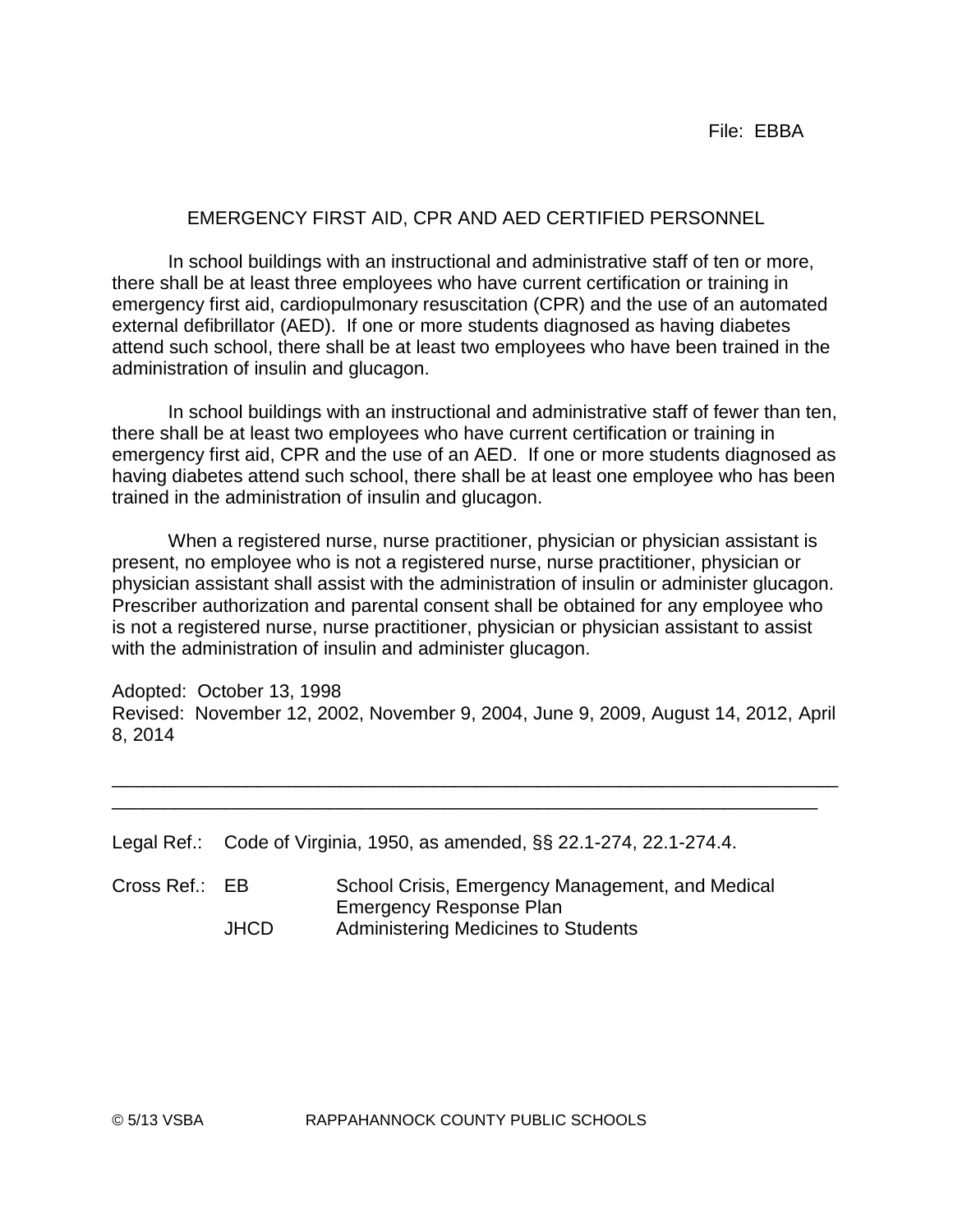File: EBBA

# EMERGENCY FIRST AID, CPR AND AED CERTIFIED PERSONNEL

In school buildings with an instructional and administrative staff of ten or more, there shall be at least three employees who have current certification or training in emergency first aid, cardiopulmonary resuscitation (CPR) and the use of an automated external defibrillator (AED). If one or more students diagnosed as having diabetes attend such school, there shall be at least two employees who have been trained in the administration of insulin and glucagon.

In school buildings with an instructional and administrative staff of fewer than ten, there shall be at least two employees who have current certification or training in emergency first aid, CPR and the use of an AED. If one or more students diagnosed as having diabetes attend such school, there shall be at least one employee who has been trained in the administration of insulin and glucagon.

When a registered nurse, nurse practitioner, physician or physician assistant is present, no employee who is not a registered nurse, nurse practitioner, physician or physician assistant shall assist with the administration of insulin or administer glucagon. Prescriber authorization and parental consent shall be obtained for any employee who is not a registered nurse, nurse practitioner, physician or physician assistant to assist with the administration of insulin and administer glucagon.

Adopted: October 13, 1998
Revised: November 12, 2002, November 9, 2004, June 9, 2009, August 14, 2012, April 8, 2014

---

Legal Ref.: Code of Virginia, 1950, as amended, §§ 22.1-274, 22.1-274.4.

Cross Ref.: EB School Crisis, Emergency Management, and Medical Emergency Response Plan
JHCD Administering Medicines to Students

© 5/13 VSBA RAPPAHANNOCK COUNTY PUBLIC SCHOOLS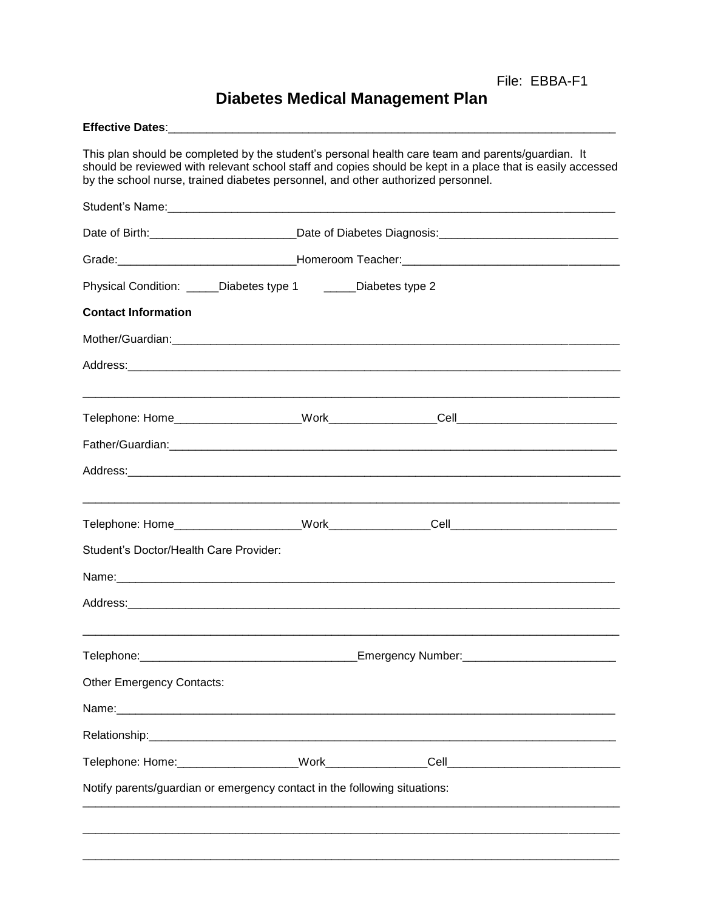File: EBBA-F1

# Diabetes Medical Management Plan

**Effective Dates**:_______________________________________________________________________

This plan should be completed by the student's personal health care team and parents/guardian. It should be reviewed with relevant school staff and copies should be kept in a place that is easily accessed by the school nurse, trained diabetes personnel, and other authorized personnel.

Student's Name:_______________________________________________________________________

Date of Birth:_______________________Date of Diabetes Diagnosis:___________________________

Grade:___________________________Homeroom Teacher:_________________________________

Physical Condition: _____Diabetes type 1 _____Diabetes type 2

**Contact Information**

Mother/Guardian:______________________________________________________________________

Address:_____________________________________________________________________________

_____________________________________________________________________________________

Telephone: Home___________________Work________________Cell_________________________

Father/Guardian:_______________________________________________________________________

Address:_____________________________________________________________________________

_____________________________________________________________________________________

Telephone: Home___________________Work_______________Cell__________________________

Student's Doctor/Health Care Provider:

Name:_______________________________________________________________________________

Address:_____________________________________________________________________________

_____________________________________________________________________________________

Telephone:_________________________________Emergency Number:________________________

Other Emergency Contacts:

Name:_______________________________________________________________________________

Relationship:_________________________________________________________________________

Telephone: Home:__________________Work_______________Cell___________________________

Notify parents/guardian or emergency contact in the following situations:

_____________________________________________________________________________________

_____________________________________________________________________________________

_____________________________________________________________________________________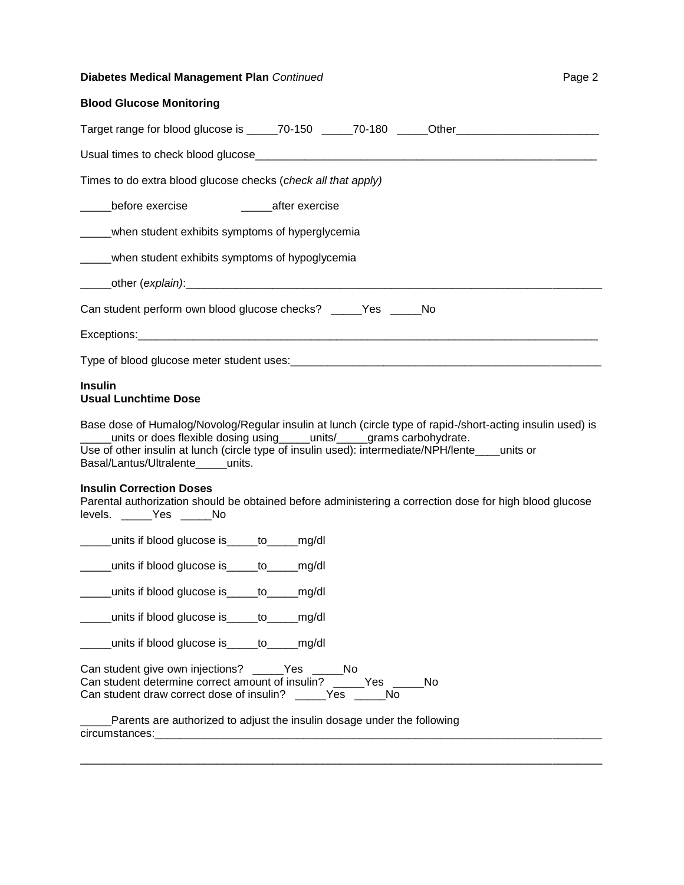**Diabetes Medical Management Plan** *Continued*

**Blood Glucose Monitoring**

Target range for blood glucose is _____70-150 _____70-180 _____Other_______________________

Usual times to check blood glucose__________________________________________________________

Times to do extra blood glucose checks (*check all that apply)*

_____before exercise _____after exercise

_____when student exhibits symptoms of hyperglycemia

_____when student exhibits symptoms of hypoglycemia

_____other (*explain)*:_____________________________________________________________________

Can student perform own blood glucose checks? _____Yes _____No

Exceptions:______________________________________________________________________________

Type of blood glucose meter student uses:___________________________________________________

**Insulin**
**Usual Lunchtime Dose**

Base dose of Humalog/Novolog/Regular insulin at lunch (circle type of rapid-/short-acting insulin used) is _____units or does flexible dosing using_____units/_____grams carbohydrate.
Use of other insulin at lunch (circle type of insulin used): intermediate/NPH/lente____units or Basal/Lantus/Ultralente_____units.

**Insulin Correction Doses**
Parental authorization should be obtained before administering a correction dose for high blood glucose levels. _____Yes _____No

_____units if blood glucose is_____to_____mg/dl

_____units if blood glucose is_____to_____mg/dl

_____units if blood glucose is_____to_____mg/dl

_____units if blood glucose is_____to_____mg/dl

_____units if blood glucose is_____to_____mg/dl

Can student give own injections? _____Yes _____No
Can student determine correct amount of insulin? _____Yes _____No
Can student draw correct dose of insulin? _____Yes _____No

_____Parents are authorized to adjust the insulin dosage under the following circumstances:___________________________________________________________________________

_____________________________________________________________________________________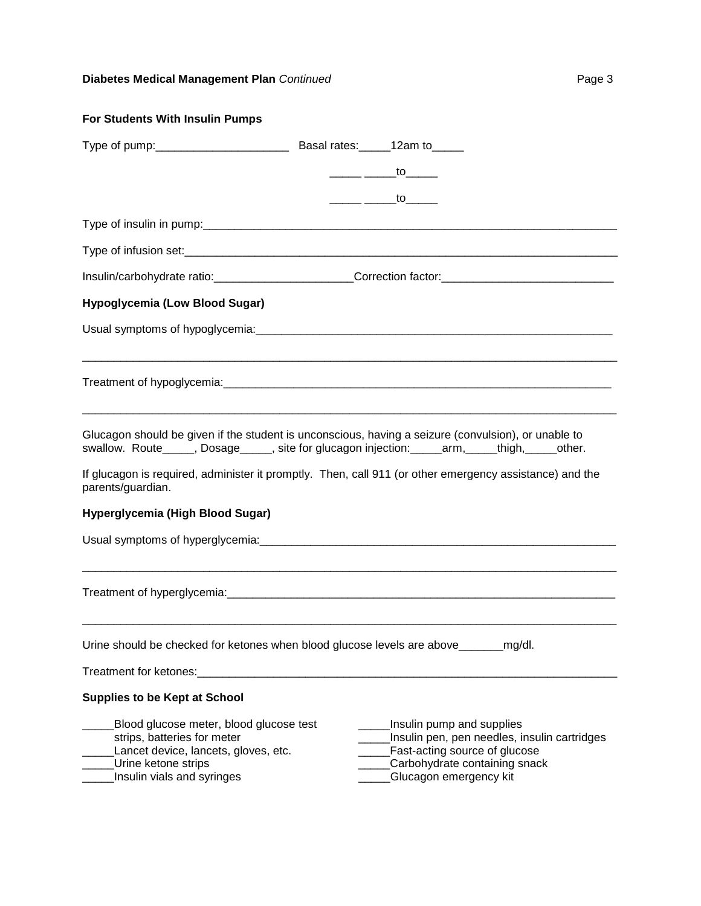**Diabetes Medical Management Plan** *Continued*

**For Students With Insulin Pumps**

Type of pump:_____________________ Basal rates:_____12am to_____

_____ _____to_____

_____ _____to_____

Type of insulin in pump:_______________________________________________________________

Type of infusion set:__________________________________________________________________

Insulin/carbohydrate ratio:______________________Correction factor:___________________________

**Hypoglycemia (Low Blood Sugar)**

Usual symptoms of hypoglycemia:__________________________________________________________

________________________________________________________________________________

Treatment of hypoglycemia:_______________________________________________________________

________________________________________________________________________________

Glucagon should be given if the student is unconscious, having a seizure (convulsion), or unable to swallow. Route_____, Dosage_____, site for glucagon injection:_____arm,_____thigh,_____other.

If glucagon is required, administer it promptly. Then, call 911 (or other emergency assistance) and the parents/guardian.

**Hyperglycemia (High Blood Sugar)**

Usual symptoms of hyperglycemia:__________________________________________________________

________________________________________________________________________________

Treatment of hyperglycemia:______________________________________________________________

________________________________________________________________________________

Urine should be checked for ketones when blood glucose levels are above_______mg/dl.

Treatment for ketones:___________________________________________________________________

**Supplies to be Kept at School**

_____Blood glucose meter, blood glucose test strips, batteries for meter
_____Lancet device, lancets, gloves, etc.
_____Urine ketone strips
_____Insulin vials and syringes
_____Insulin pump and supplies
_____Insulin pen, pen needles, insulin cartridges
_____Fast-acting source of glucose
_____Carbohydrate containing snack
_____Glucagon emergency kit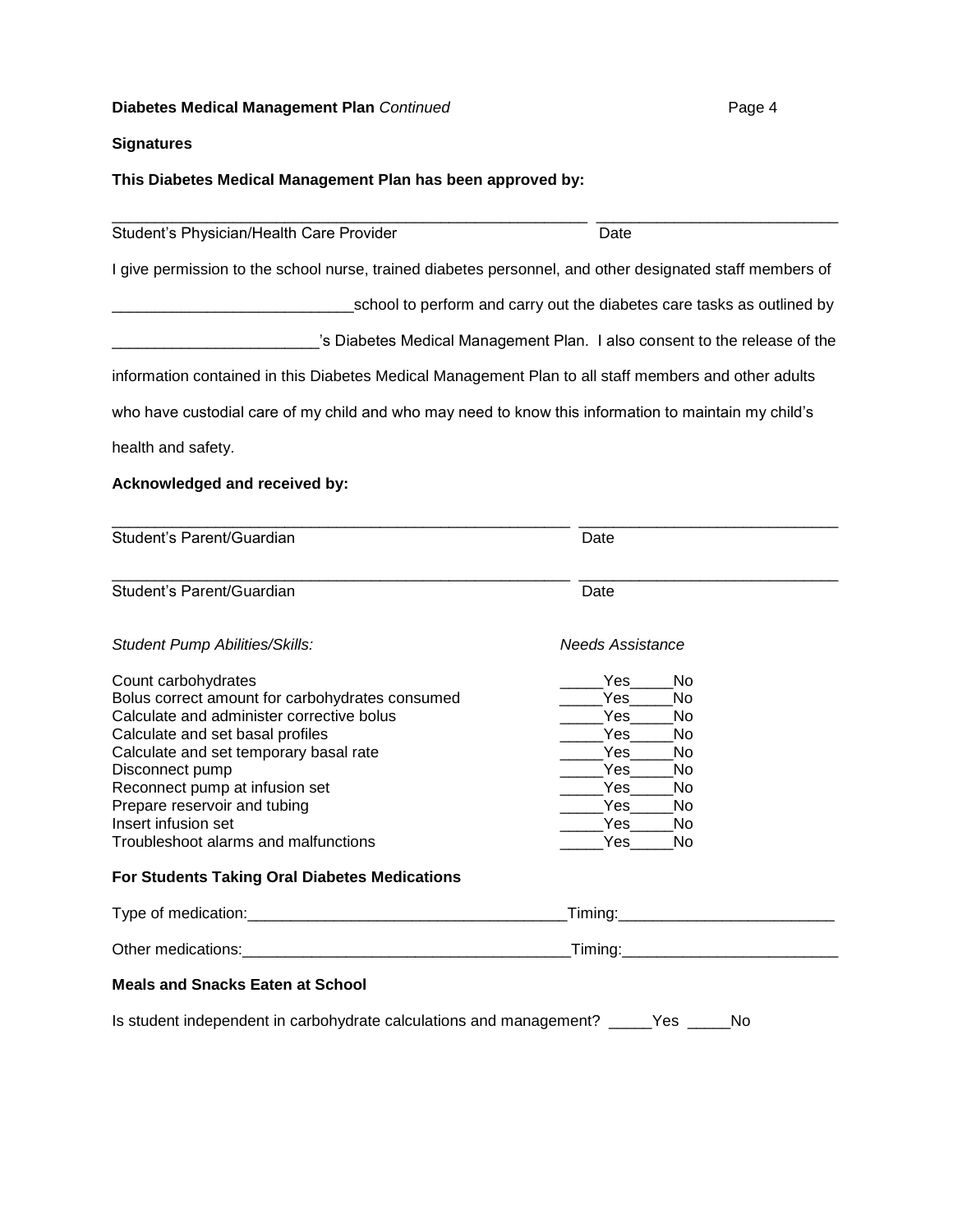**Diabetes Medical Management Plan** *Continued*

**Signatures**

**This Diabetes Medical Management Plan has been approved by:**

_______________________________________________________ ____________________________
Student's Physician/Health Care Provider Date

I give permission to the school nurse, trained diabetes personnel, and other designated staff members of ____________________________school to perform and carry out the diabetes care tasks as outlined by ________________________'s Diabetes Medical Management Plan. I also consent to the release of the information contained in this Diabetes Medical Management Plan to all staff members and other adults who have custodial care of my child and who may need to know this information to maintain my child's health and safety.

**Acknowledged and received by:**

_____________________________________________________ ______________________________
Student's Parent/Guardian Date

_____________________________________________________ ______________________________
Student's Parent/Guardian Date

| *Student Pump Abilities/Skills:* | *Needs Assistance* |
|---|---|
| Count carbohydrates | _____Yes_____No |
| Bolus correct amount for carbohydrates consumed | _____Yes_____No |
| Calculate and administer corrective bolus | _____Yes_____No |
| Calculate and set basal profiles | _____Yes_____No |
| Calculate and set temporary basal rate | _____Yes_____No |
| Disconnect pump | _____Yes_____No |
| Reconnect pump at infusion set | _____Yes_____No |
| Prepare reservoir and tubing | _____Yes_____No |
| Insert infusion set | _____Yes_____No |
| Troubleshoot alarms and malfunctions | _____Yes_____No |

**For Students Taking Oral Diabetes Medications**

Type of medication:____________________________________Timing:_________________________

Other medications:______________________________________Timing:_________________________

**Meals and Snacks Eaten at School**

Is student independent in carbohydrate calculations and management? _____Yes _____No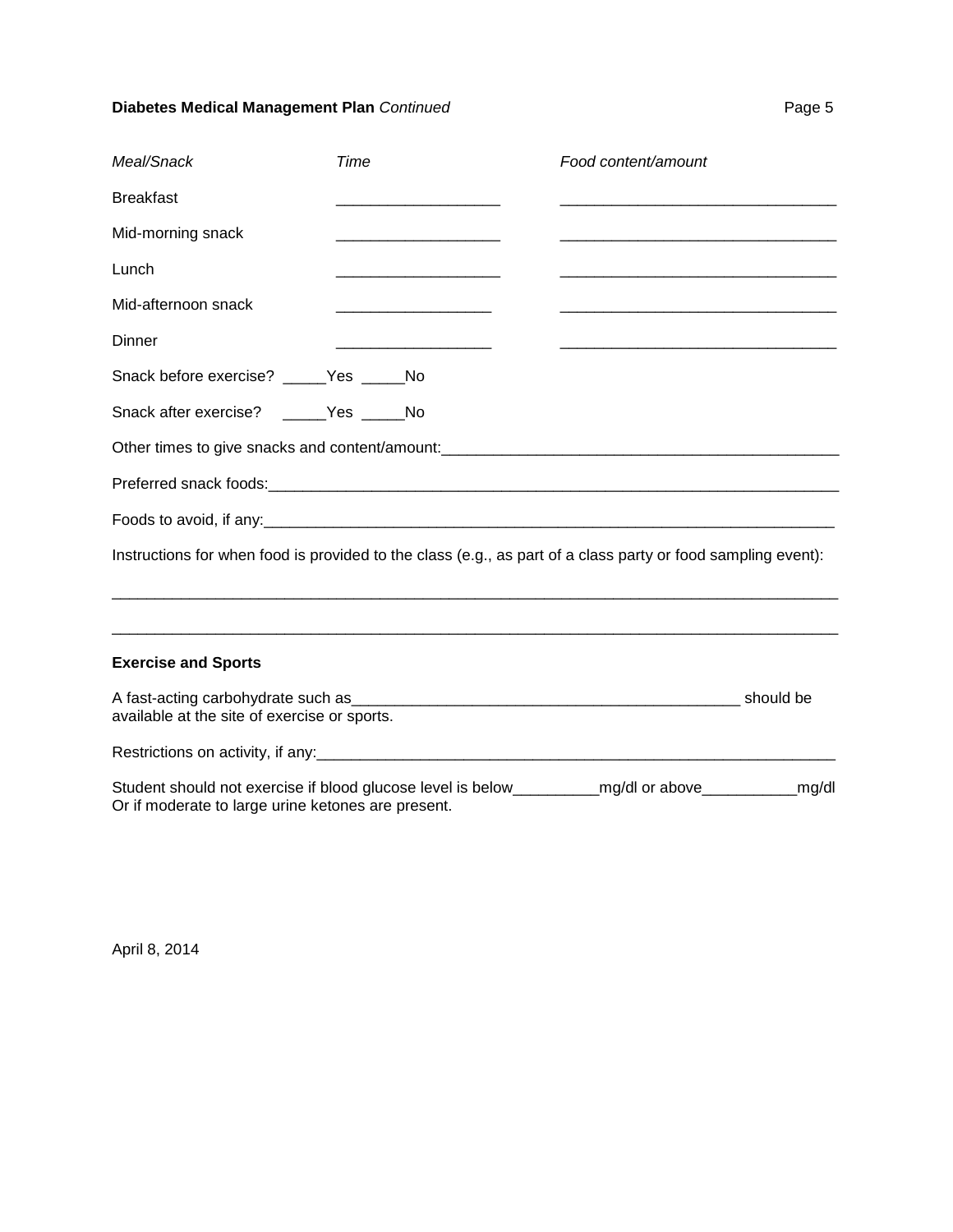| *Meal/Snack* | *Time* | *Food content/amount* |
|---|---|---|
| Breakfast | ___________________ | ________________________________ |
| Mid-morning snack | ___________________ | ________________________________ |
| Lunch | ___________________ | ________________________________ |
| Mid-afternoon snack | __________________ | ________________________________ |
| Dinner | __________________ | ________________________________ |

Snack before exercise? _____Yes _____No

Snack after exercise? _____Yes _____No

Other times to give snacks and content/amount:_______________________________________________

Preferred snack foods:_____________________________________________________________________

Foods to avoid, if any:____________________________________________________________________

Instructions for when food is provided to the class (e.g., as part of a class party or food sampling event):

____________________________________________________________________________________

____________________________________________________________________________________

**Exercise and Sports**

A fast-acting carbohydrate such as______________________________________________ should be available at the site of exercise or sports.

Restrictions on activity, if any:_______________________________________________________________

Student should not exercise if blood glucose level is below__________mg/dl or above___________mg/dl Or if moderate to large urine ketones are present.

April 8, 2014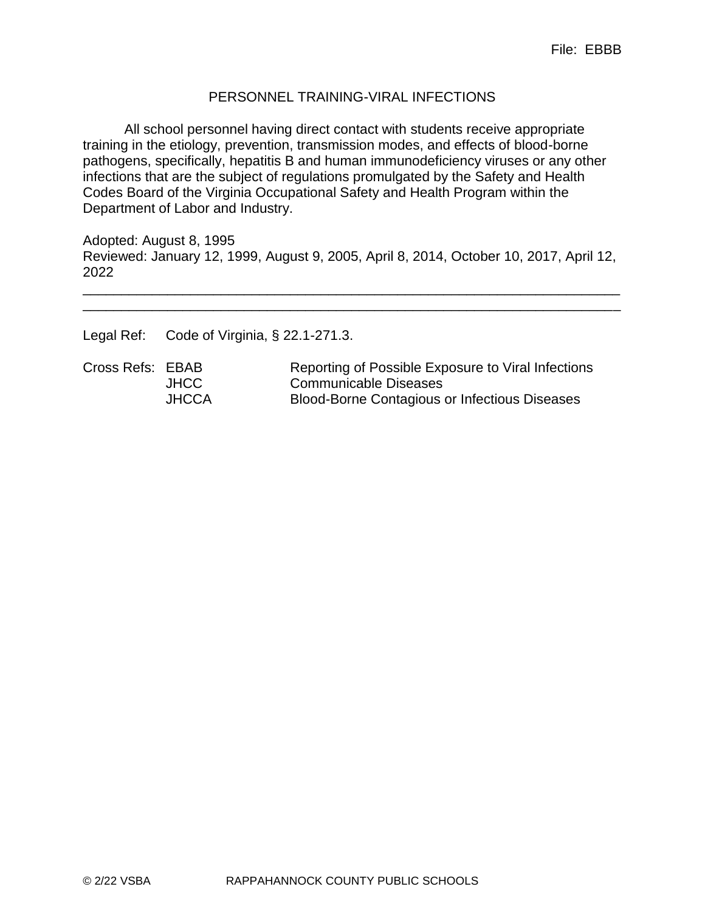File: EBBB

# PERSONNEL TRAINING-VIRAL INFECTIONS

All school personnel having direct contact with students receive appropriate training in the etiology, prevention, transmission modes, and effects of blood-borne pathogens, specifically, hepatitis B and human immunodeficiency viruses or any other infections that are the subject of regulations promulgated by the Safety and Health Codes Board of the Virginia Occupational Safety and Health Program within the Department of Labor and Industry.

Adopted: August 8, 1995
Reviewed: January 12, 1999, August 9, 2005, April 8, 2014, October 10, 2017, April 12, 2022

---

---

Legal Ref: Code of Virginia, § 22.1-271.3.

| Cross Refs: | | |
|---|---|---|
| | EBAB | Reporting of Possible Exposure to Viral Infections |
| | JHCC | Communicable Diseases |
| | JHCCA | Blood-Borne Contagious or Infectious Diseases |

© 2/22 VSBA RAPPAHANNOCK COUNTY PUBLIC SCHOOLS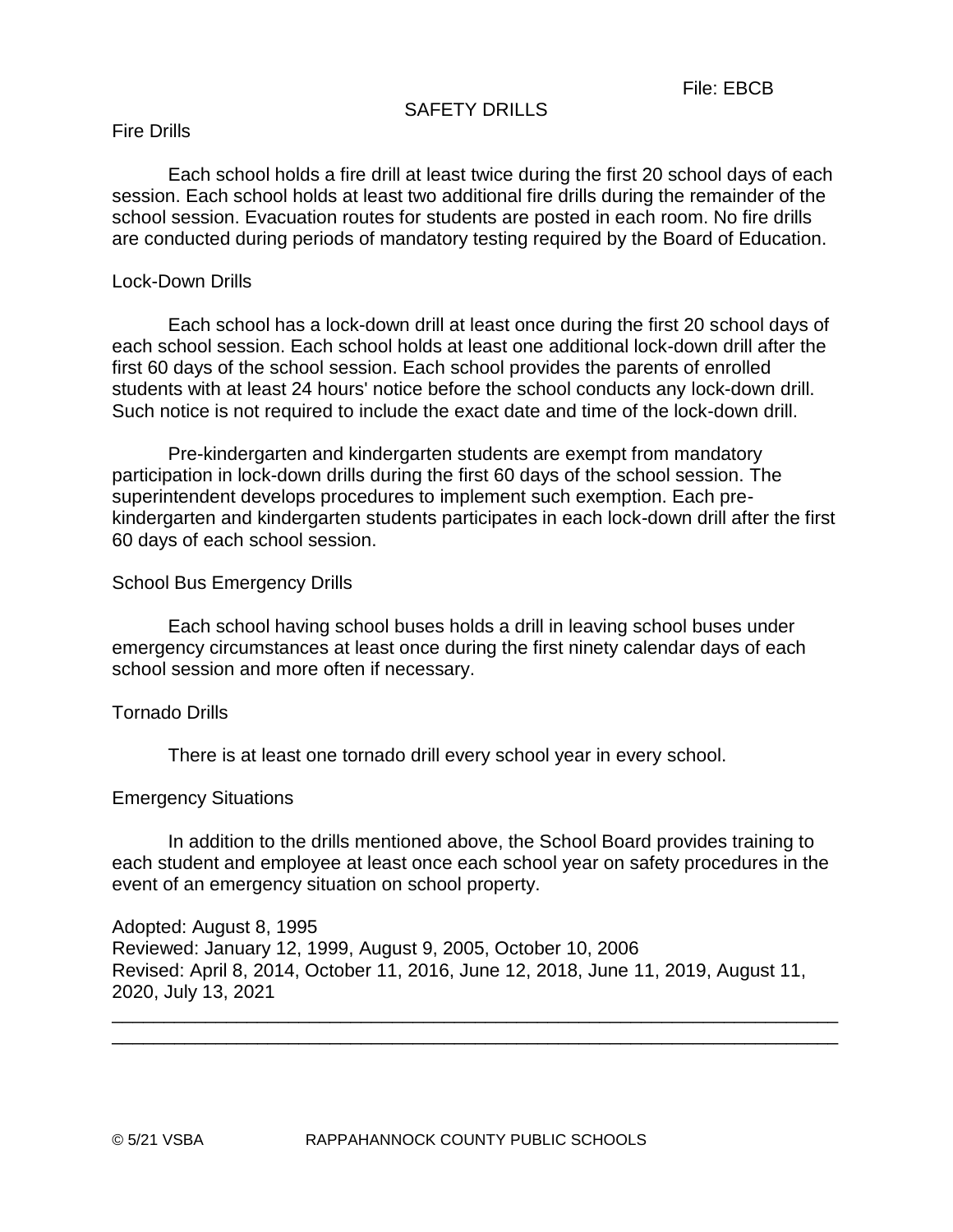File: EBCB

# SAFETY DRILLS

## Fire Drills

Each school holds a fire drill at least twice during the first 20 school days of each session. Each school holds at least two additional fire drills during the remainder of the school session. Evacuation routes for students are posted in each room. No fire drills are conducted during periods of mandatory testing required by the Board of Education.

## Lock-Down Drills

Each school has a lock-down drill at least once during the first 20 school days of each school session. Each school holds at least one additional lock-down drill after the first 60 days of the school session. Each school provides the parents of enrolled students with at least 24 hours' notice before the school conducts any lock-down drill. Such notice is not required to include the exact date and time of the lock-down drill.

Pre-kindergarten and kindergarten students are exempt from mandatory participation in lock-down drills during the first 60 days of the school session. The superintendent develops procedures to implement such exemption. Each pre-kindergarten and kindergarten students participates in each lock-down drill after the first 60 days of each school session.

## School Bus Emergency Drills

Each school having school buses holds a drill in leaving school buses under emergency circumstances at least once during the first ninety calendar days of each school session and more often if necessary.

## Tornado Drills

There is at least one tornado drill every school year in every school.

## Emergency Situations

In addition to the drills mentioned above, the School Board provides training to each student and employee at least once each school year on safety procedures in the event of an emergency situation on school property.

Adopted: August 8, 1995
Reviewed: January 12, 1999, August 9, 2005, October 10, 2006
Revised: April 8, 2014, October 11, 2016, June 12, 2018, June 11, 2019, August 11, 2020, July 13, 2021

---

© 5/21 VSBA RAPPAHANNOCK COUNTY PUBLIC SCHOOLS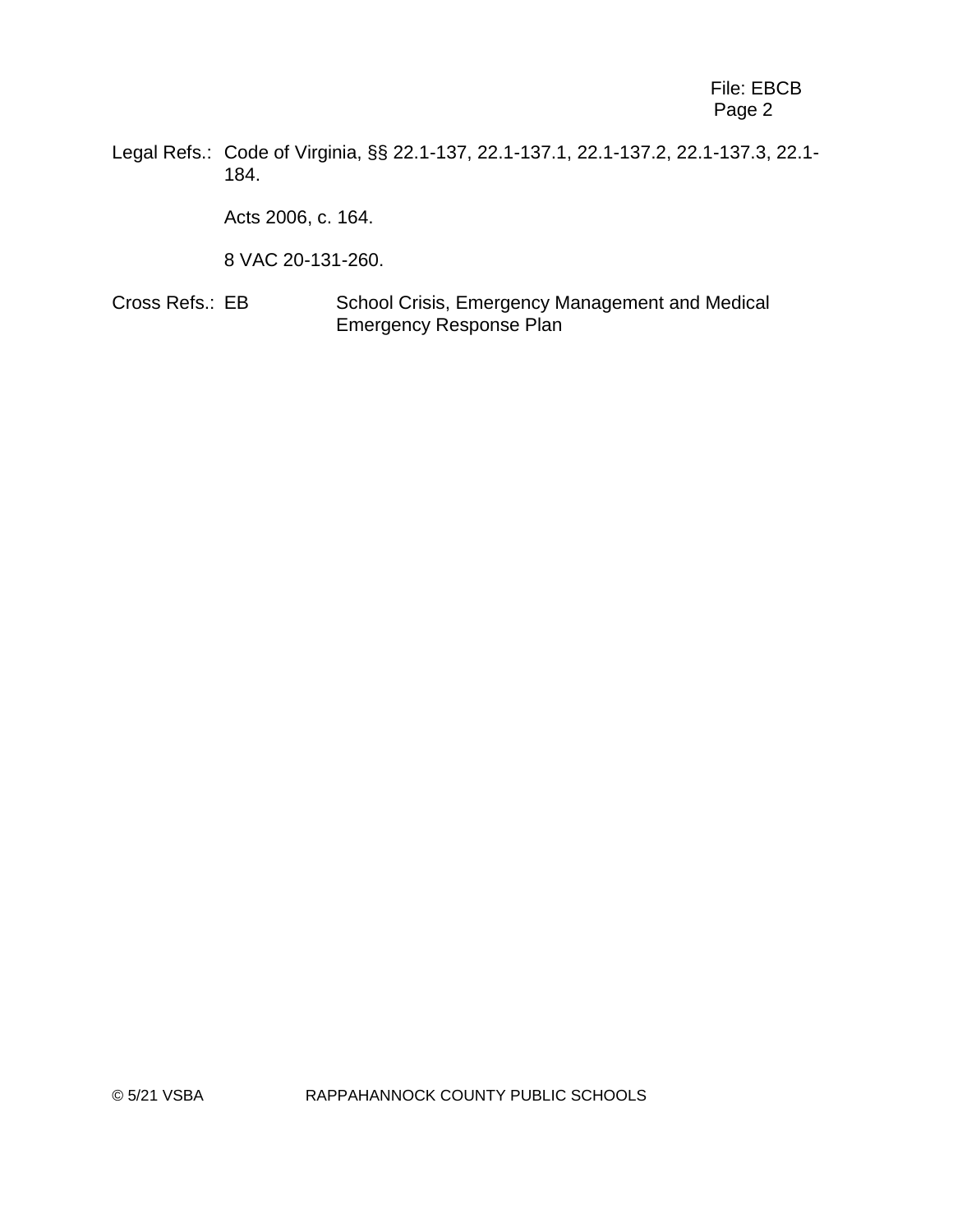Legal Refs.: Code of Virginia, §§ 22.1-137, 22.1-137.1, 22.1-137.2, 22.1-137.3, 22.1-184.

Acts 2006, c. 164.

8 VAC 20-131-260.

Cross Refs.: EB School Crisis, Emergency Management and Medical Emergency Response Plan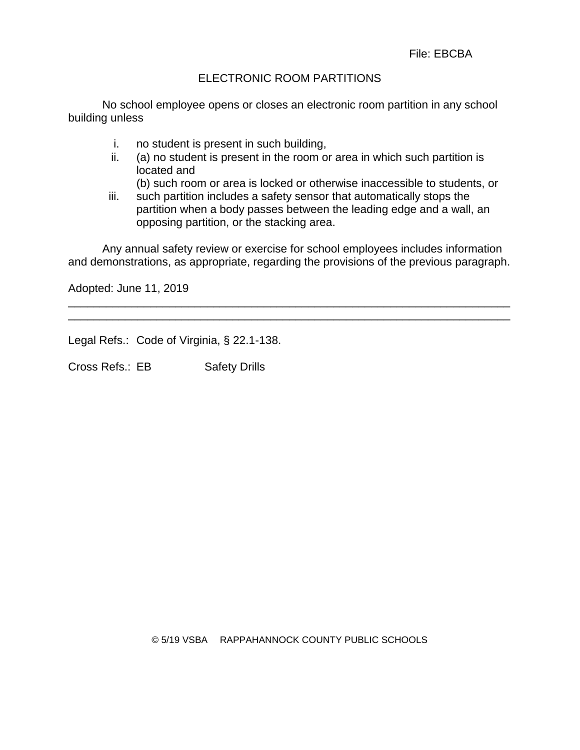File: EBCBA

# ELECTRONIC ROOM PARTITIONS

No school employee opens or closes an electronic room partition in any school building unless

i. no student is present in such building,
ii. (a) no student is present in the room or area in which such partition is located and
    (b) such room or area is locked or otherwise inaccessible to students, or
iii. such partition includes a safety sensor that automatically stops the partition when a body passes between the leading edge and a wall, an opposing partition, or the stacking area.

Any annual safety review or exercise for school employees includes information and demonstrations, as appropriate, regarding the provisions of the previous paragraph.

Adopted: June 11, 2019

---

---

Legal Refs.: Code of Virginia, § 22.1-138.

Cross Refs.: EB Safety Drills

© 5/19 VSBA RAPPAHANNOCK COUNTY PUBLIC SCHOOLS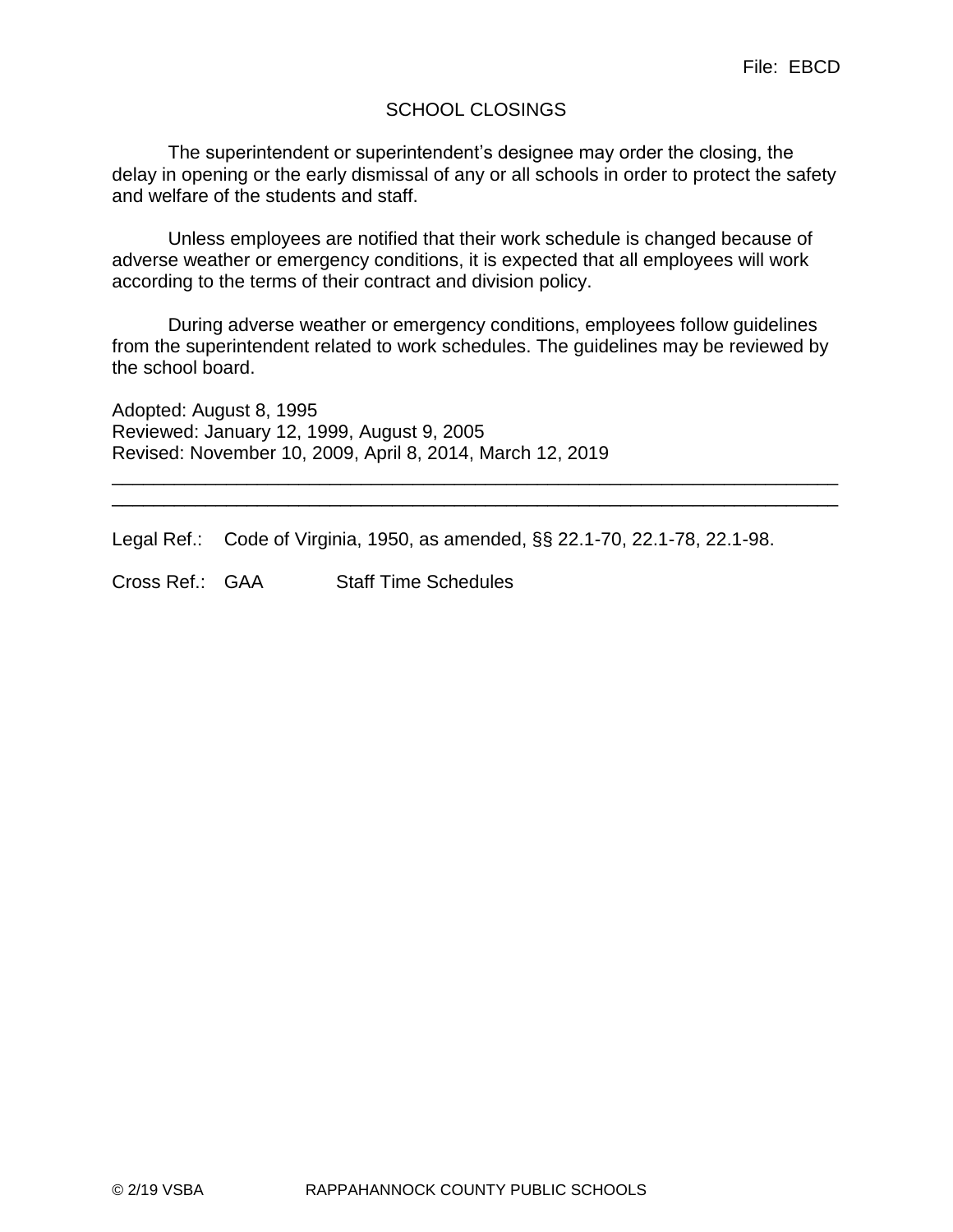File: EBCD

# SCHOOL CLOSINGS

The superintendent or superintendent's designee may order the closing, the delay in opening or the early dismissal of any or all schools in order to protect the safety and welfare of the students and staff.

Unless employees are notified that their work schedule is changed because of adverse weather or emergency conditions, it is expected that all employees will work according to the terms of their contract and division policy.

During adverse weather or emergency conditions, employees follow guidelines from the superintendent related to work schedules. The guidelines may be reviewed by the school board.

Adopted: August 8, 1995
Reviewed: January 12, 1999, August 9, 2005
Revised: November 10, 2009, April 8, 2014, March 12, 2019

---

Legal Ref.: Code of Virginia, 1950, as amended, §§ 22.1-70, 22.1-78, 22.1-98.

Cross Ref.: GAA Staff Time Schedules

© 2/19 VSBA RAPPAHANNOCK COUNTY PUBLIC SCHOOLS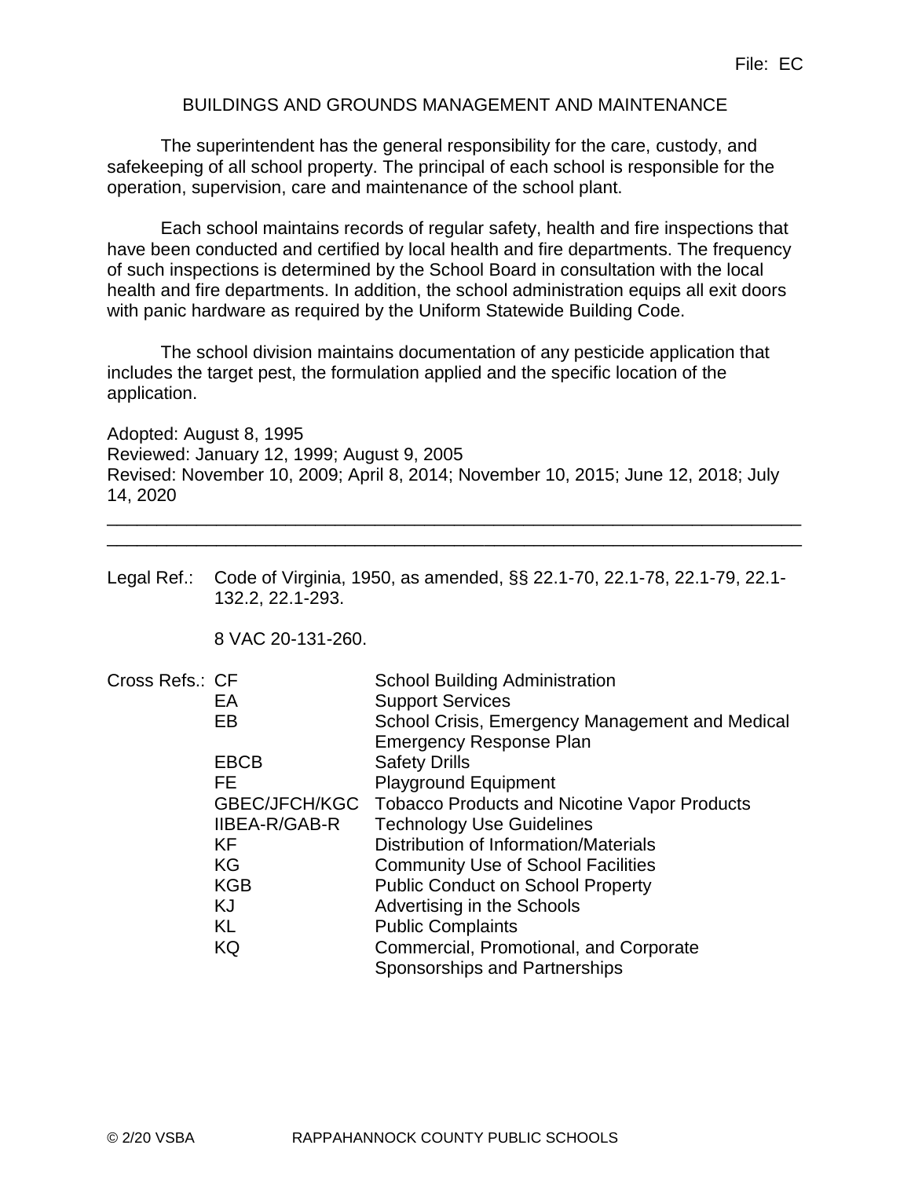File: EC

# BUILDINGS AND GROUNDS MANAGEMENT AND MAINTENANCE

The superintendent has the general responsibility for the care, custody, and safekeeping of all school property. The principal of each school is responsible for the operation, supervision, care and maintenance of the school plant.

Each school maintains records of regular safety, health and fire inspections that have been conducted and certified by local health and fire departments. The frequency of such inspections is determined by the School Board in consultation with the local health and fire departments. In addition, the school administration equips all exit doors with panic hardware as required by the Uniform Statewide Building Code.

The school division maintains documentation of any pesticide application that includes the target pest, the formulation applied and the specific location of the application.

Adopted: August 8, 1995
Reviewed: January 12, 1999; August 9, 2005
Revised: November 10, 2009; April 8, 2014; November 10, 2015; June 12, 2018; July 14, 2020

---

---

Legal Ref.: Code of Virginia, 1950, as amended, §§ 22.1-70, 22.1-78, 22.1-79, 22.1-132.2, 22.1-293.

8 VAC 20-131-260.

| Cross Refs.: | | |
|---|---|---|
| | CF | School Building Administration |
| | EA | Support Services |
| | EB | School Crisis, Emergency Management and Medical Emergency Response Plan |
| | EBCB | Safety Drills |
| | FE | Playground Equipment |
| | GBEC/JFCH/KGC | Tobacco Products and Nicotine Vapor Products |
| | IIBEA-R/GAB-R | Technology Use Guidelines |
| | KF | Distribution of Information/Materials |
| | KG | Community Use of School Facilities |
| | KGB | Public Conduct on School Property |
| | KJ | Advertising in the Schools |
| | KL | Public Complaints |
| | KQ | Commercial, Promotional, and Corporate Sponsorships and Partnerships |

© 2/20 VSBA RAPPAHANNOCK COUNTY PUBLIC SCHOOLS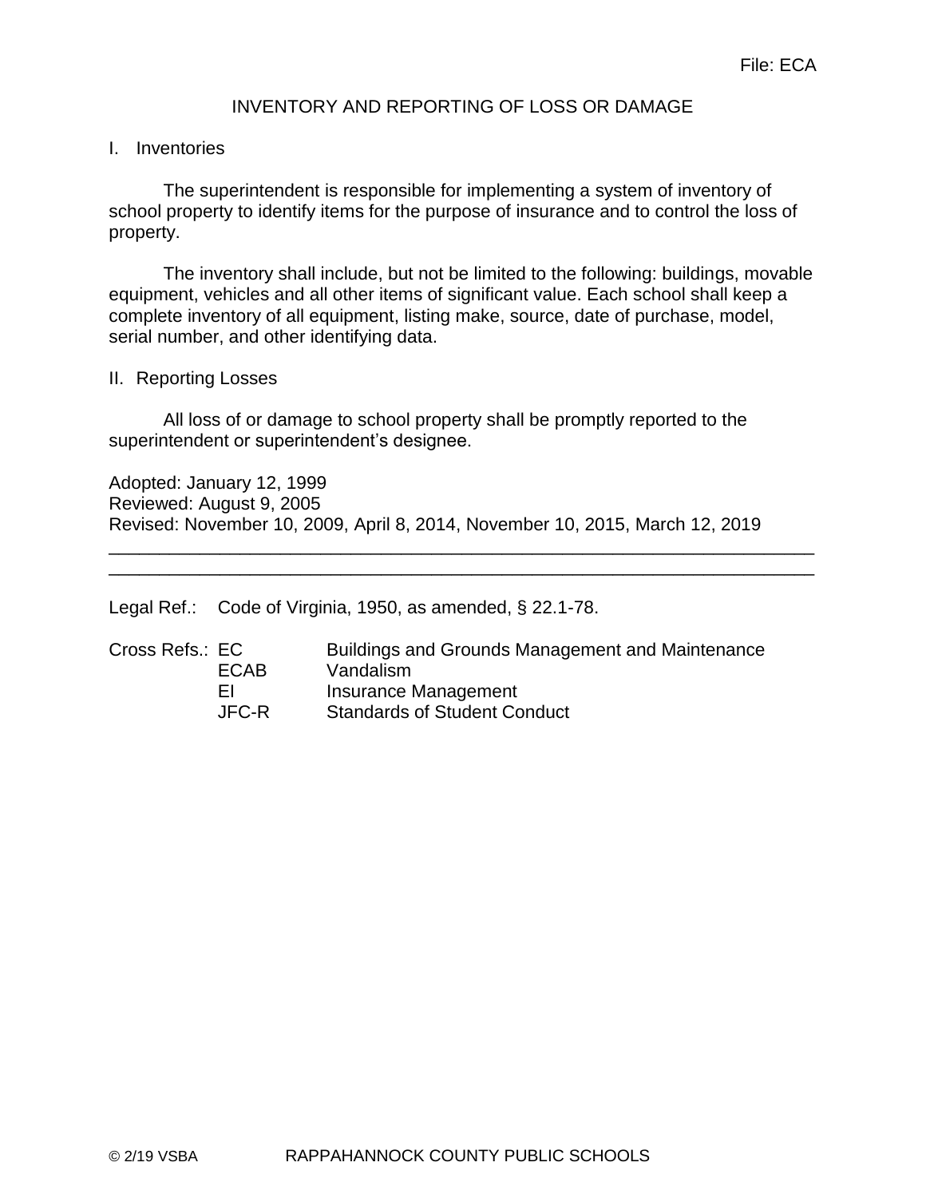File: ECA

# INVENTORY AND REPORTING OF LOSS OR DAMAGE

## I. Inventories

The superintendent is responsible for implementing a system of inventory of school property to identify items for the purpose of insurance and to control the loss of property.

The inventory shall include, but not be limited to the following: buildings, movable equipment, vehicles and all other items of significant value. Each school shall keep a complete inventory of all equipment, listing make, source, date of purchase, model, serial number, and other identifying data.

## II. Reporting Losses

All loss of or damage to school property shall be promptly reported to the superintendent or superintendent's designee.

Adopted: January 12, 1999
Reviewed: August 9, 2005
Revised: November 10, 2009, April 8, 2014, November 10, 2015, March 12, 2019

---

Legal Ref.: Code of Virginia, 1950, as amended, § 22.1-78.

Cross Refs.:
- EC Buildings and Grounds Management and Maintenance
- ECAB Vandalism
- EI Insurance Management
- JFC-R Standards of Student Conduct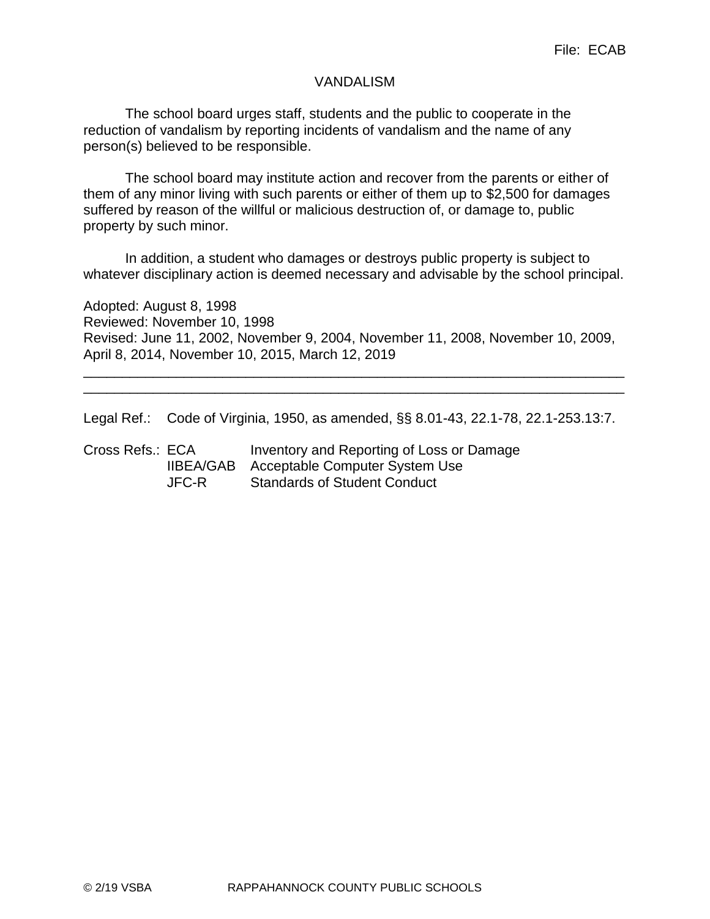File: ECAB

# VANDALISM

The school board urges staff, students and the public to cooperate in the reduction of vandalism by reporting incidents of vandalism and the name of any person(s) believed to be responsible.

The school board may institute action and recover from the parents or either of them of any minor living with such parents or either of them up to $2,500 for damages suffered by reason of the willful or malicious destruction of, or damage to, public property by such minor.

In addition, a student who damages or destroys public property is subject to whatever disciplinary action is deemed necessary and advisable by the school principal.

Adopted: August 8, 1998
Reviewed: November 10, 1998
Revised: June 11, 2002, November 9, 2004, November 11, 2008, November 10, 2009, April 8, 2014, November 10, 2015, March 12, 2019

---

Legal Ref.: Code of Virginia, 1950, as amended, §§ 8.01-43, 22.1-78, 22.1-253.13:7.

Cross Refs.:
- ECA — Inventory and Reporting of Loss or Damage
- IIBEA/GAB — Acceptable Computer System Use
- JFC-R — Standards of Student Conduct

© 2/19 VSBA — RAPPAHANNOCK COUNTY PUBLIC SCHOOLS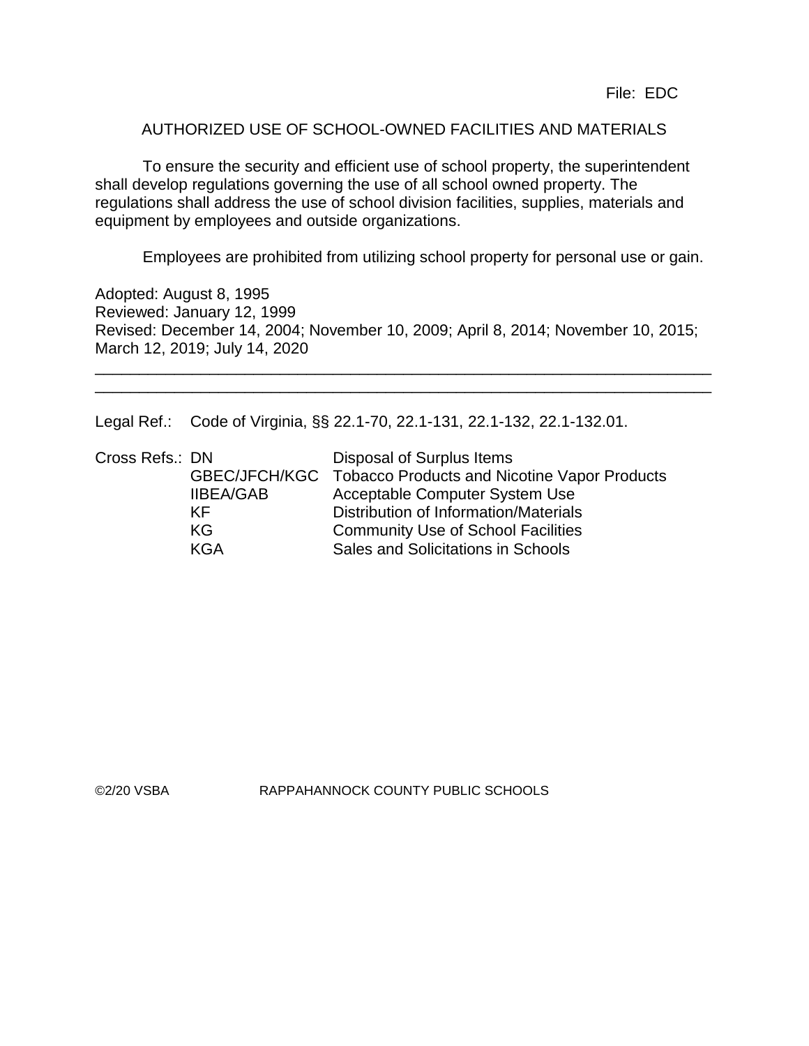File: EDC

# AUTHORIZED USE OF SCHOOL-OWNED FACILITIES AND MATERIALS

To ensure the security and efficient use of school property, the superintendent shall develop regulations governing the use of all school owned property. The regulations shall address the use of school division facilities, supplies, materials and equipment by employees and outside organizations.

Employees are prohibited from utilizing school property for personal use or gain.

Adopted: August 8, 1995
Reviewed: January 12, 1999
Revised: December 14, 2004; November 10, 2009; April 8, 2014; November 10, 2015; March 12, 2019; July 14, 2020

---

Legal Ref.: Code of Virginia, §§ 22.1-70, 22.1-131, 22.1-132, 22.1-132.01.

| Cross Refs.: | | |
|---|---|---|
| | DN | Disposal of Surplus Items |
| | GBEC/JFCH/KGC | Tobacco Products and Nicotine Vapor Products |
| | IIBEA/GAB | Acceptable Computer System Use |
| | KF | Distribution of Information/Materials |
| | KG | Community Use of School Facilities |
| | KGA | Sales and Solicitations in Schools |

©2/20 VSBA RAPPAHANNOCK COUNTY PUBLIC SCHOOLS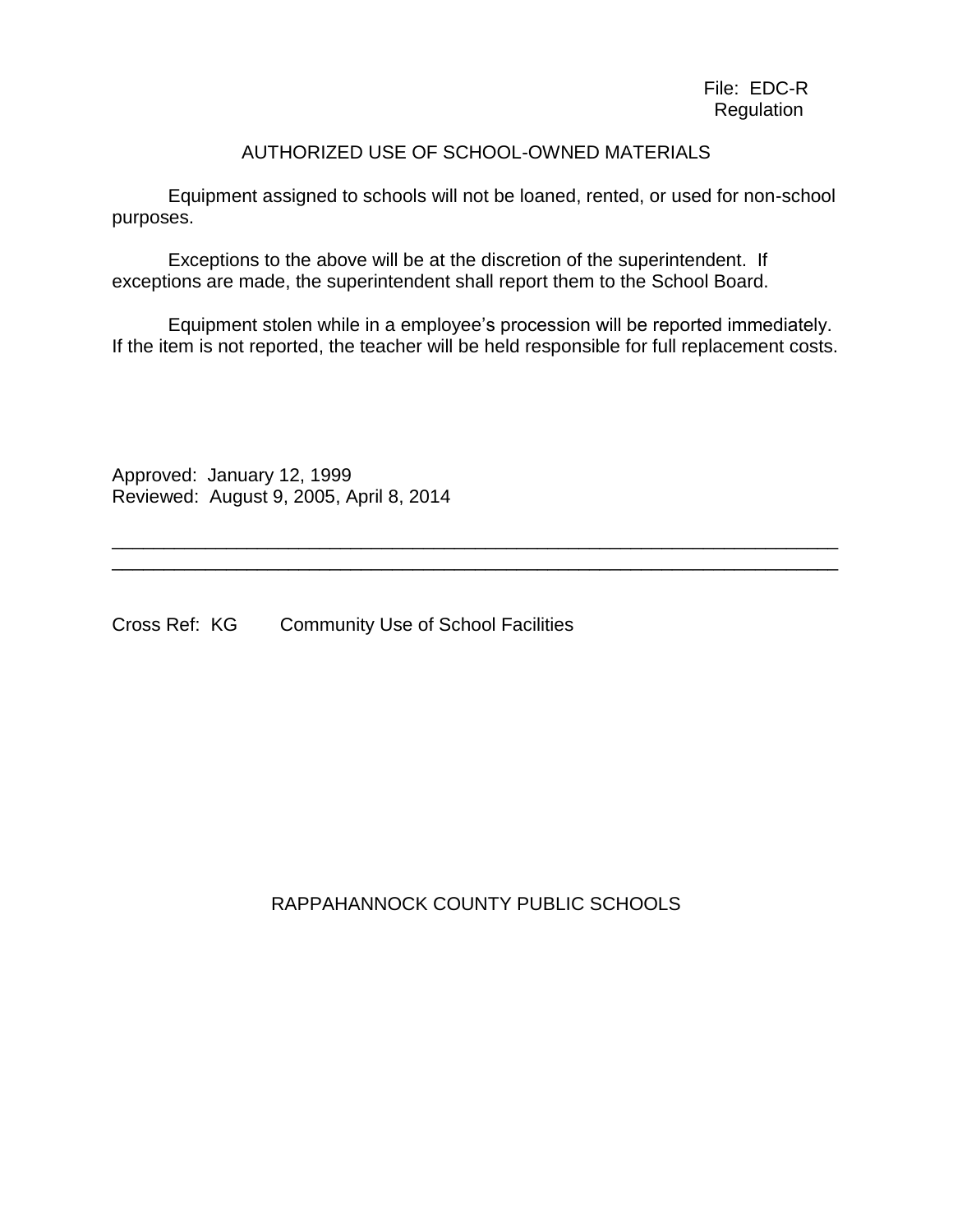File: EDC-R
Regulation

## AUTHORIZED USE OF SCHOOL-OWNED MATERIALS

Equipment assigned to schools will not be loaned, rented, or used for non-school purposes.

Exceptions to the above will be at the discretion of the superintendent. If exceptions are made, the superintendent shall report them to the School Board.

Equipment stolen while in a employee's procession will be reported immediately. If the item is not reported, the teacher will be held responsible for full replacement costs.

Approved: January 12, 1999
Reviewed: August 9, 2005, April 8, 2014

---

---

Cross Ref: KG Community Use of School Facilities

RAPPAHANNOCK COUNTY PUBLIC SCHOOLS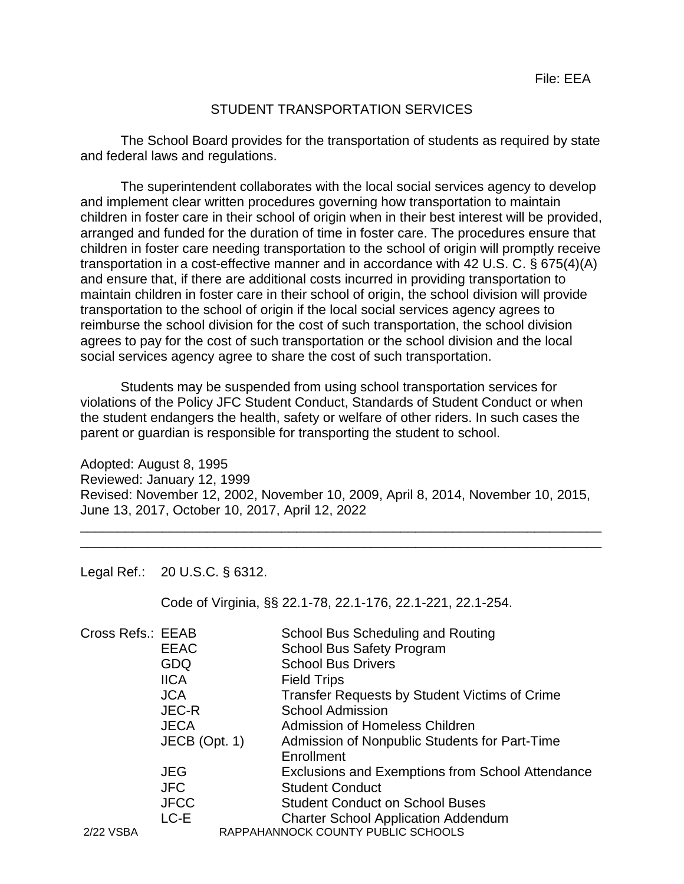File: EEA

# STUDENT TRANSPORTATION SERVICES

The School Board provides for the transportation of students as required by state and federal laws and regulations.

The superintendent collaborates with the local social services agency to develop and implement clear written procedures governing how transportation to maintain children in foster care in their school of origin when in their best interest will be provided, arranged and funded for the duration of time in foster care. The procedures ensure that children in foster care needing transportation to the school of origin will promptly receive transportation in a cost-effective manner and in accordance with 42 U.S. C. § 675(4)(A) and ensure that, if there are additional costs incurred in providing transportation to maintain children in foster care in their school of origin, the school division will provide transportation to the school of origin if the local social services agency agrees to reimburse the school division for the cost of such transportation, the school division agrees to pay for the cost of such transportation or the school division and the local social services agency agree to share the cost of such transportation.

Students may be suspended from using school transportation services for violations of the Policy JFC Student Conduct, Standards of Student Conduct or when the student endangers the health, safety or welfare of other riders. In such cases the parent or guardian is responsible for transporting the student to school.

Adopted: August 8, 1995
Reviewed: January 12, 1999
Revised: November 12, 2002, November 10, 2009, April 8, 2014, November 10, 2015, June 13, 2017, October 10, 2017, April 12, 2022

---

Legal Ref.: 20 U.S.C. § 6312.

Code of Virginia, §§ 22.1-78, 22.1-176, 22.1-221, 22.1-254.

Cross Refs.:

| | |
|---|---|
| EEAB | School Bus Scheduling and Routing |
| EEAC | School Bus Safety Program |
| GDQ | School Bus Drivers |
| IICA | Field Trips |
| JCA | Transfer Requests by Student Victims of Crime |
| JEC-R | School Admission |
| JECA | Admission of Homeless Children |
| JECB (Opt. 1) | Admission of Nonpublic Students for Part-Time Enrollment |
| JEG | Exclusions and Exemptions from School Attendance |
| JFC | Student Conduct |
| JFCC | Student Conduct on School Buses |
| LC-E | Charter School Application Addendum |

2/22 VSBA RAPPAHANNOCK COUNTY PUBLIC SCHOOLS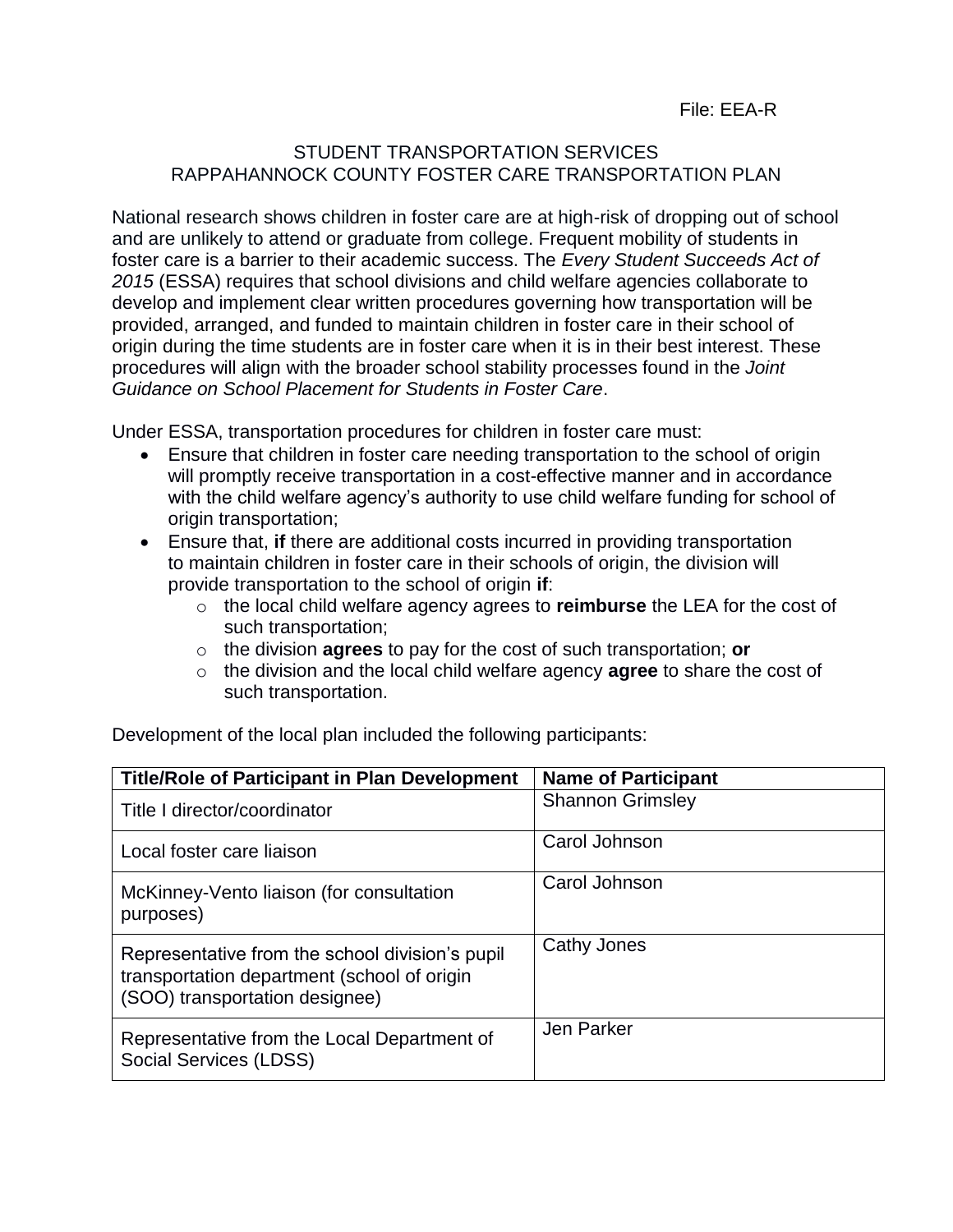File: EEA-R

# STUDENT TRANSPORTATION SERVICES
# RAPPAHANNOCK COUNTY FOSTER CARE TRANSPORTATION PLAN

National research shows children in foster care are at high-risk of dropping out of school and are unlikely to attend or graduate from college. Frequent mobility of students in foster care is a barrier to their academic success. The *Every Student Succeeds Act of 2015* (ESSA) requires that school divisions and child welfare agencies collaborate to develop and implement clear written procedures governing how transportation will be provided, arranged, and funded to maintain children in foster care in their school of origin during the time students are in foster care when it is in their best interest. These procedures will align with the broader school stability processes found in the *Joint Guidance on School Placement for Students in Foster Care*.

Under ESSA, transportation procedures for children in foster care must:

- Ensure that children in foster care needing transportation to the school of origin will promptly receive transportation in a cost-effective manner and in accordance with the child welfare agency's authority to use child welfare funding for school of origin transportation;
- Ensure that, **if** there are additional costs incurred in providing transportation to maintain children in foster care in their schools of origin, the division will provide transportation to the school of origin **if**:
  - the local child welfare agency agrees to **reimburse** the LEA for the cost of such transportation;
  - the division **agrees** to pay for the cost of such transportation; **or**
  - the division and the local child welfare agency **agree** to share the cost of such transportation.

Development of the local plan included the following participants:

| Title/Role of Participant in Plan Development | Name of Participant |
|---|---|
| Title I director/coordinator | Shannon Grimsley |
| Local foster care liaison | Carol Johnson |
| McKinney-Vento liaison (for consultation purposes) | Carol Johnson |
| Representative from the school division's pupil transportation department (school of origin (SOO) transportation designee) | Cathy Jones |
| Representative from the Local Department of Social Services (LDSS) | Jen Parker |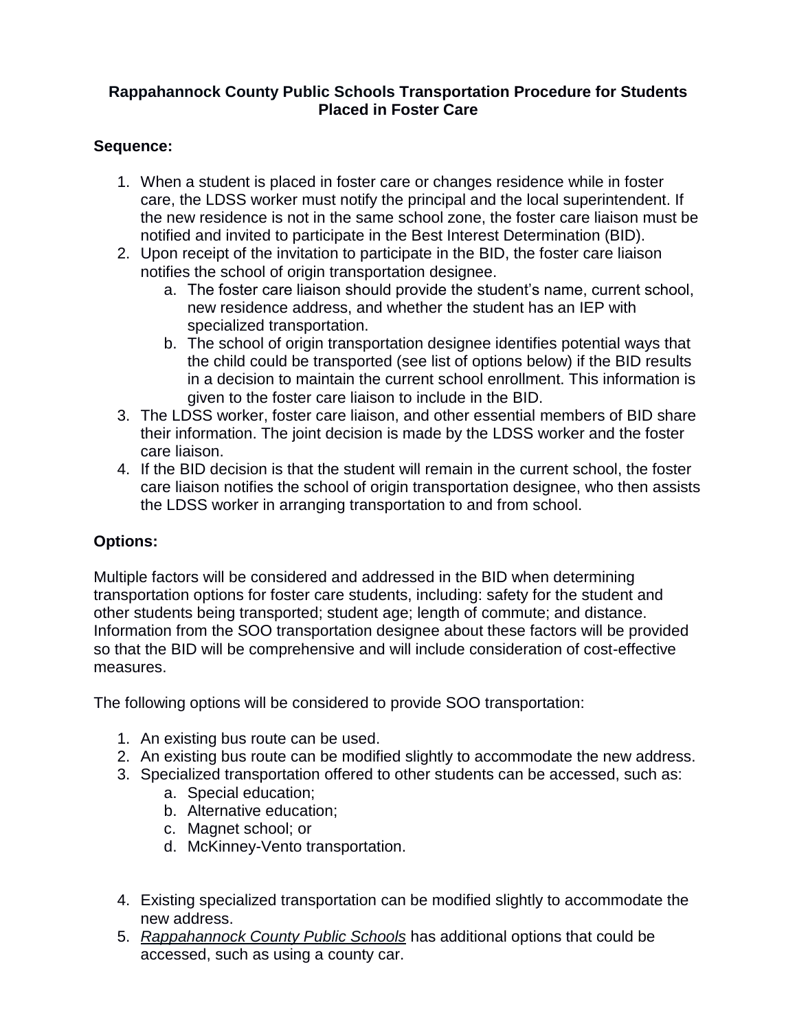# Rappahannock County Public Schools Transportation Procedure for Students Placed in Foster Care

**Sequence:**

1. When a student is placed in foster care or changes residence while in foster care, the LDSS worker must notify the principal and the local superintendent. If the new residence is not in the same school zone, the foster care liaison must be notified and invited to participate in the Best Interest Determination (BID).
2. Upon receipt of the invitation to participate in the BID, the foster care liaison notifies the school of origin transportation designee.
   a. The foster care liaison should provide the student's name, current school, new residence address, and whether the student has an IEP with specialized transportation.
   b. The school of origin transportation designee identifies potential ways that the child could be transported (see list of options below) if the BID results in a decision to maintain the current school enrollment. This information is given to the foster care liaison to include in the BID.
3. The LDSS worker, foster care liaison, and other essential members of BID share their information. The joint decision is made by the LDSS worker and the foster care liaison.
4. If the BID decision is that the student will remain in the current school, the foster care liaison notifies the school of origin transportation designee, who then assists the LDSS worker in arranging transportation to and from school.

**Options:**

Multiple factors will be considered and addressed in the BID when determining transportation options for foster care students, including: safety for the student and other students being transported; student age; length of commute; and distance. Information from the SOO transportation designee about these factors will be provided so that the BID will be comprehensive and will include consideration of cost-effective measures.

The following options will be considered to provide SOO transportation:

1. An existing bus route can be used.
2. An existing bus route can be modified slightly to accommodate the new address.
3. Specialized transportation offered to other students can be accessed, such as:
   a. Special education;
   b. Alternative education;
   c. Magnet school; or
   d. McKinney-Vento transportation.

4. Existing specialized transportation can be modified slightly to accommodate the new address.
5. *Rappahannock County Public Schools* has additional options that could be accessed, such as using a county car.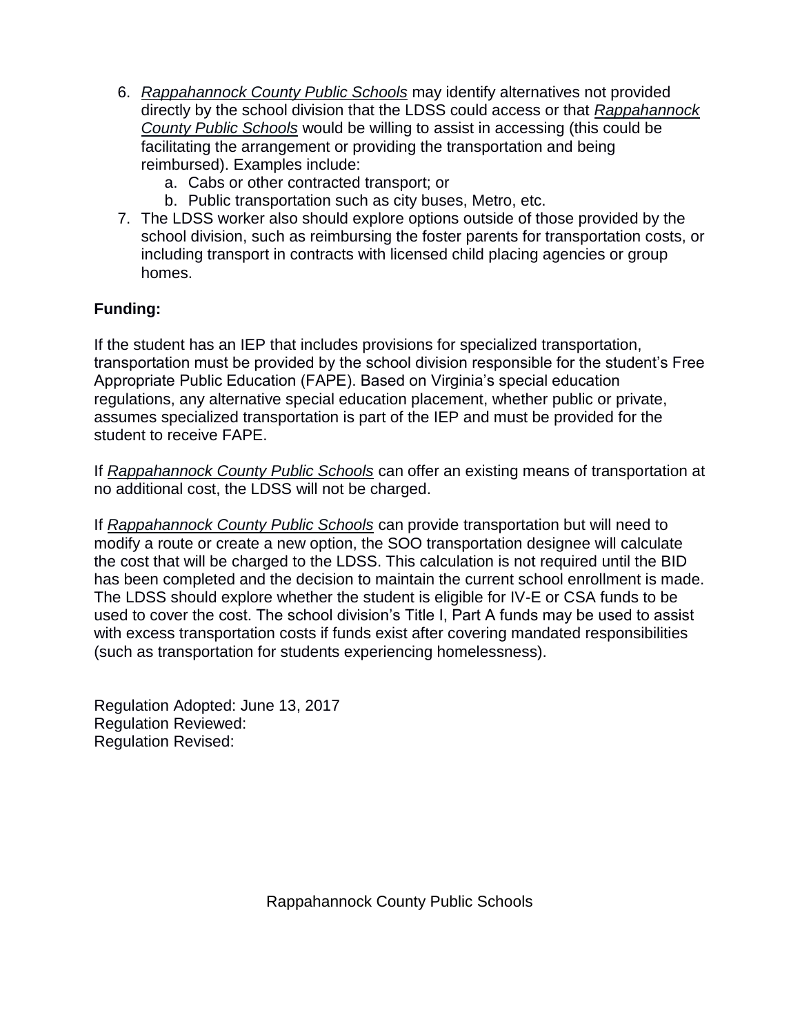6. *Rappahannock County Public Schools* may identify alternatives not provided directly by the school division that the LDSS could access or that *Rappahannock County Public Schools* would be willing to assist in accessing (this could be facilitating the arrangement or providing the transportation and being reimbursed). Examples include:
   a. Cabs or other contracted transport; or
   b. Public transportation such as city buses, Metro, etc.
7. The LDSS worker also should explore options outside of those provided by the school division, such as reimbursing the foster parents for transportation costs, or including transport in contracts with licensed child placing agencies or group homes.

**Funding:**

If the student has an IEP that includes provisions for specialized transportation, transportation must be provided by the school division responsible for the student's Free Appropriate Public Education (FAPE). Based on Virginia's special education regulations, any alternative special education placement, whether public or private, assumes specialized transportation is part of the IEP and must be provided for the student to receive FAPE.

If *Rappahannock County Public Schools* can offer an existing means of transportation at no additional cost, the LDSS will not be charged.

If *Rappahannock County Public Schools* can provide transportation but will need to modify a route or create a new option, the SOO transportation designee will calculate the cost that will be charged to the LDSS. This calculation is not required until the BID has been completed and the decision to maintain the current school enrollment is made. The LDSS should explore whether the student is eligible for IV-E or CSA funds to be used to cover the cost. The school division's Title I, Part A funds may be used to assist with excess transportation costs if funds exist after covering mandated responsibilities (such as transportation for students experiencing homelessness).

Regulation Adopted: June 13, 2017
Regulation Reviewed:
Regulation Revised: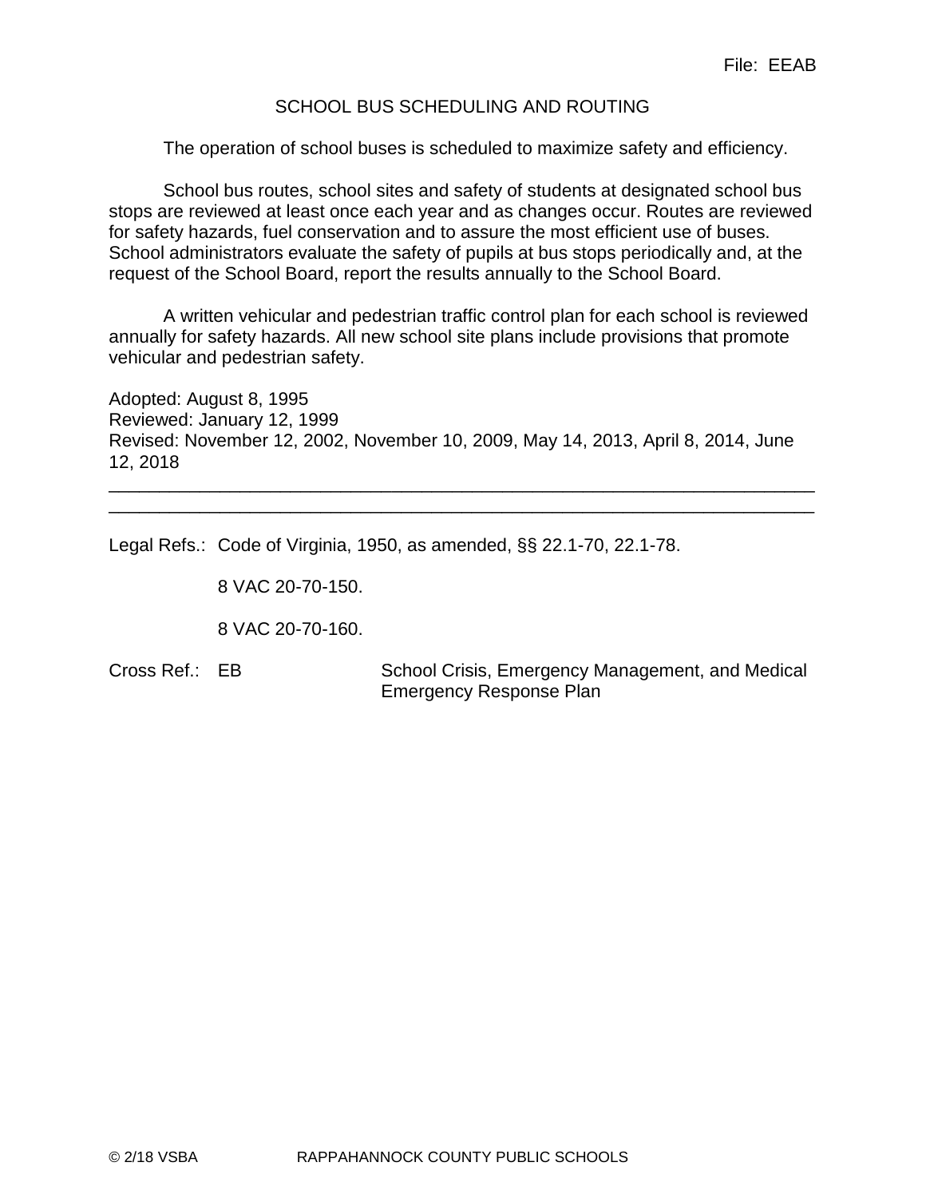File: EEAB

# SCHOOL BUS SCHEDULING AND ROUTING

The operation of school buses is scheduled to maximize safety and efficiency.

School bus routes, school sites and safety of students at designated school bus stops are reviewed at least once each year and as changes occur. Routes are reviewed for safety hazards, fuel conservation and to assure the most efficient use of buses. School administrators evaluate the safety of pupils at bus stops periodically and, at the request of the School Board, report the results annually to the School Board.

A written vehicular and pedestrian traffic control plan for each school is reviewed annually for safety hazards. All new school site plans include provisions that promote vehicular and pedestrian safety.

Adopted: August 8, 1995
Reviewed: January 12, 1999
Revised: November 12, 2002, November 10, 2009, May 14, 2013, April 8, 2014, June 12, 2018

---

Legal Refs.: Code of Virginia, 1950, as amended, §§ 22.1-70, 22.1-78.

8 VAC 20-70-150.

8 VAC 20-70-160.

Cross Ref.: EB School Crisis, Emergency Management, and Medical Emergency Response Plan

© 2/18 VSBA RAPPAHANNOCK COUNTY PUBLIC SCHOOLS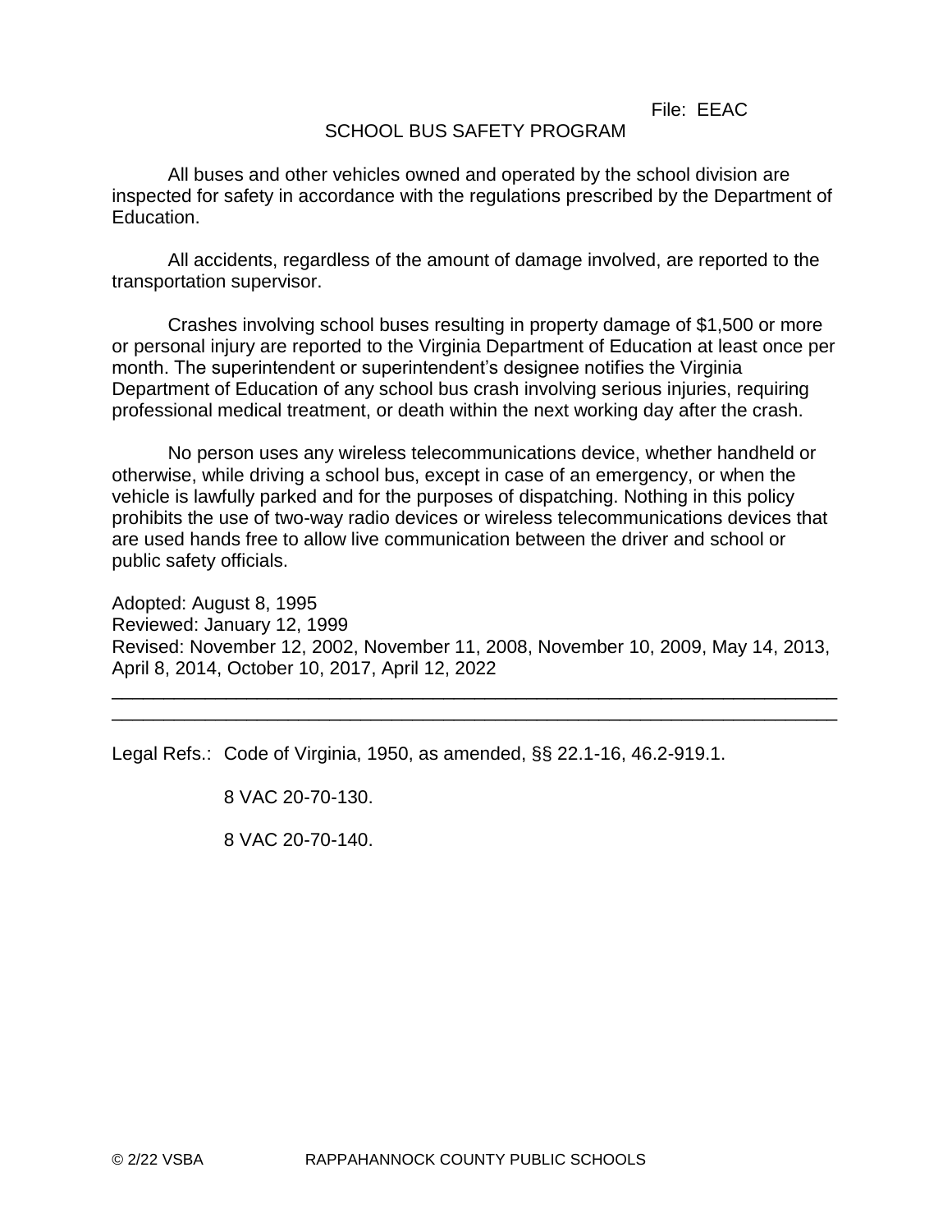File: EEAC

# SCHOOL BUS SAFETY PROGRAM

All buses and other vehicles owned and operated by the school division are inspected for safety in accordance with the regulations prescribed by the Department of Education.

All accidents, regardless of the amount of damage involved, are reported to the transportation supervisor.

Crashes involving school buses resulting in property damage of $1,500 or more or personal injury are reported to the Virginia Department of Education at least once per month. The superintendent or superintendent's designee notifies the Virginia Department of Education of any school bus crash involving serious injuries, requiring professional medical treatment, or death within the next working day after the crash.

No person uses any wireless telecommunications device, whether handheld or otherwise, while driving a school bus, except in case of an emergency, or when the vehicle is lawfully parked and for the purposes of dispatching. Nothing in this policy prohibits the use of two-way radio devices or wireless telecommunications devices that are used hands free to allow live communication between the driver and school or public safety officials.

Adopted: August 8, 1995
Reviewed: January 12, 1999
Revised: November 12, 2002, November 11, 2008, November 10, 2009, May 14, 2013, April 8, 2014, October 10, 2017, April 12, 2022

---

Legal Refs.: Code of Virginia, 1950, as amended, §§ 22.1-16, 46.2-919.1.

8 VAC 20-70-130.

8 VAC 20-70-140.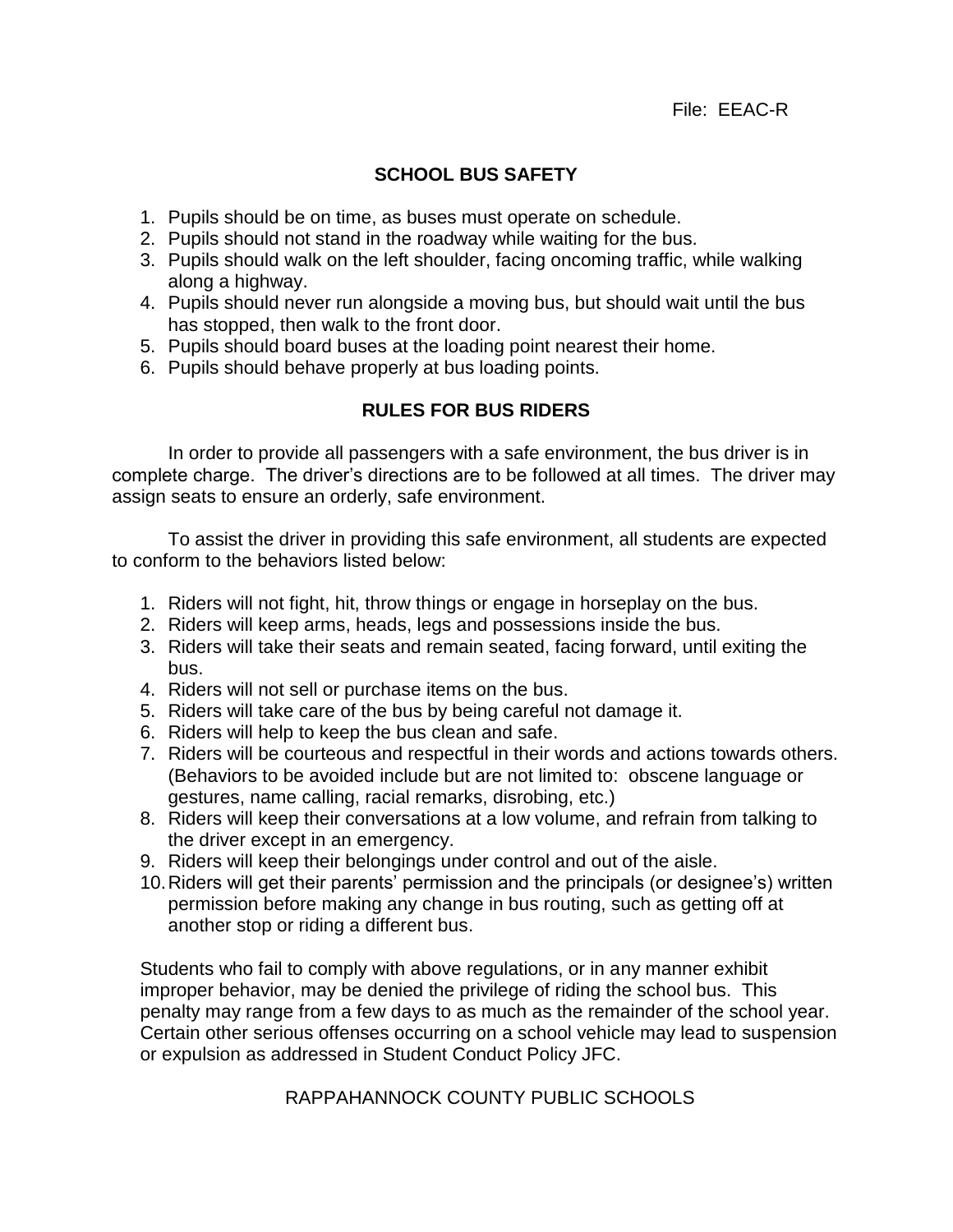File: EEAC-R

## SCHOOL BUS SAFETY

1. Pupils should be on time, as buses must operate on schedule.
2. Pupils should not stand in the roadway while waiting for the bus.
3. Pupils should walk on the left shoulder, facing oncoming traffic, while walking along a highway.
4. Pupils should never run alongside a moving bus, but should wait until the bus has stopped, then walk to the front door.
5. Pupils should board buses at the loading point nearest their home.
6. Pupils should behave properly at bus loading points.

## RULES FOR BUS RIDERS

In order to provide all passengers with a safe environment, the bus driver is in complete charge. The driver's directions are to be followed at all times. The driver may assign seats to ensure an orderly, safe environment.

To assist the driver in providing this safe environment, all students are expected to conform to the behaviors listed below:

1. Riders will not fight, hit, throw things or engage in horseplay on the bus.
2. Riders will keep arms, heads, legs and possessions inside the bus.
3. Riders will take their seats and remain seated, facing forward, until exiting the bus.
4. Riders will not sell or purchase items on the bus.
5. Riders will take care of the bus by being careful not damage it.
6. Riders will help to keep the bus clean and safe.
7. Riders will be courteous and respectful in their words and actions towards others. (Behaviors to be avoided include but are not limited to: obscene language or gestures, name calling, racial remarks, disrobing, etc.)
8. Riders will keep their conversations at a low volume, and refrain from talking to the driver except in an emergency.
9. Riders will keep their belongings under control and out of the aisle.
10. Riders will get their parents' permission and the principals (or designee's) written permission before making any change in bus routing, such as getting off at another stop or riding a different bus.

Students who fail to comply with above regulations, or in any manner exhibit improper behavior, may be denied the privilege of riding the school bus. This penalty may range from a few days to as much as the remainder of the school year. Certain other serious offenses occurring on a school vehicle may lead to suspension or expulsion as addressed in Student Conduct Policy JFC.

RAPPAHANNOCK COUNTY PUBLIC SCHOOLS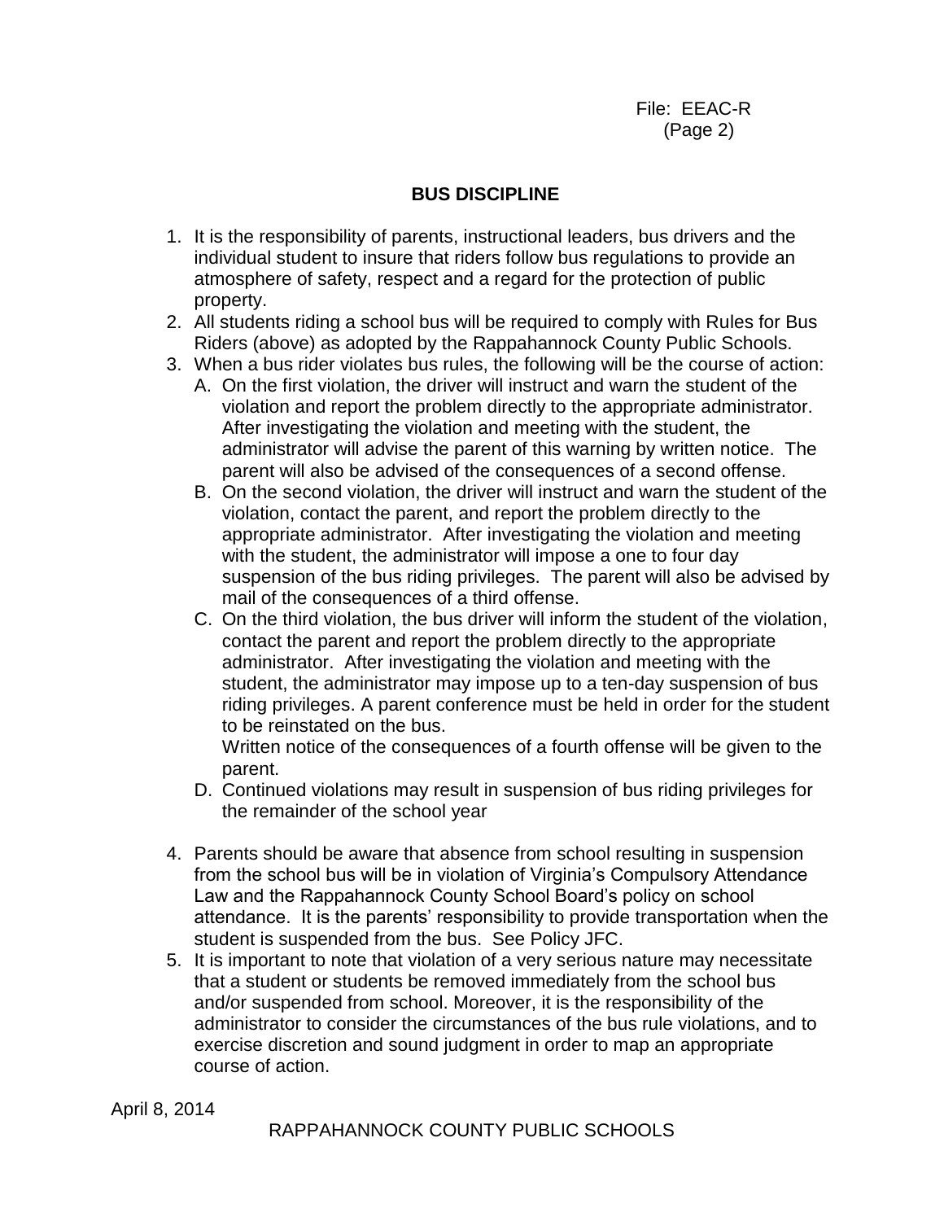## BUS DISCIPLINE

1. It is the responsibility of parents, instructional leaders, bus drivers and the individual student to insure that riders follow bus regulations to provide an atmosphere of safety, respect and a regard for the protection of public property.
2. All students riding a school bus will be required to comply with Rules for Bus Riders (above) as adopted by the Rappahannock County Public Schools.
3. When a bus rider violates bus rules, the following will be the course of action:
   A. On the first violation, the driver will instruct and warn the student of the violation and report the problem directly to the appropriate administrator. After investigating the violation and meeting with the student, the administrator will advise the parent of this warning by written notice. The parent will also be advised of the consequences of a second offense.
   B. On the second violation, the driver will instruct and warn the student of the violation, contact the parent, and report the problem directly to the appropriate administrator. After investigating the violation and meeting with the student, the administrator will impose a one to four day suspension of the bus riding privileges. The parent will also be advised by mail of the consequences of a third offense.
   C. On the third violation, the bus driver will inform the student of the violation, contact the parent and report the problem directly to the appropriate administrator. After investigating the violation and meeting with the student, the administrator may impose up to a ten-day suspension of bus riding privileges. A parent conference must be held in order for the student to be reinstated on the bus.
   Written notice of the consequences of a fourth offense will be given to the parent.
   D. Continued violations may result in suspension of bus riding privileges for the remainder of the school year
4. Parents should be aware that absence from school resulting in suspension from the school bus will be in violation of Virginia's Compulsory Attendance Law and the Rappahannock County School Board's policy on school attendance. It is the parents' responsibility to provide transportation when the student is suspended from the bus. See Policy JFC.
5. It is important to note that violation of a very serious nature may necessitate that a student or students be removed immediately from the school bus and/or suspended from school. Moreover, it is the responsibility of the administrator to consider the circumstances of the bus rule violations, and to exercise discretion and sound judgment in order to map an appropriate course of action.

April 8, 2014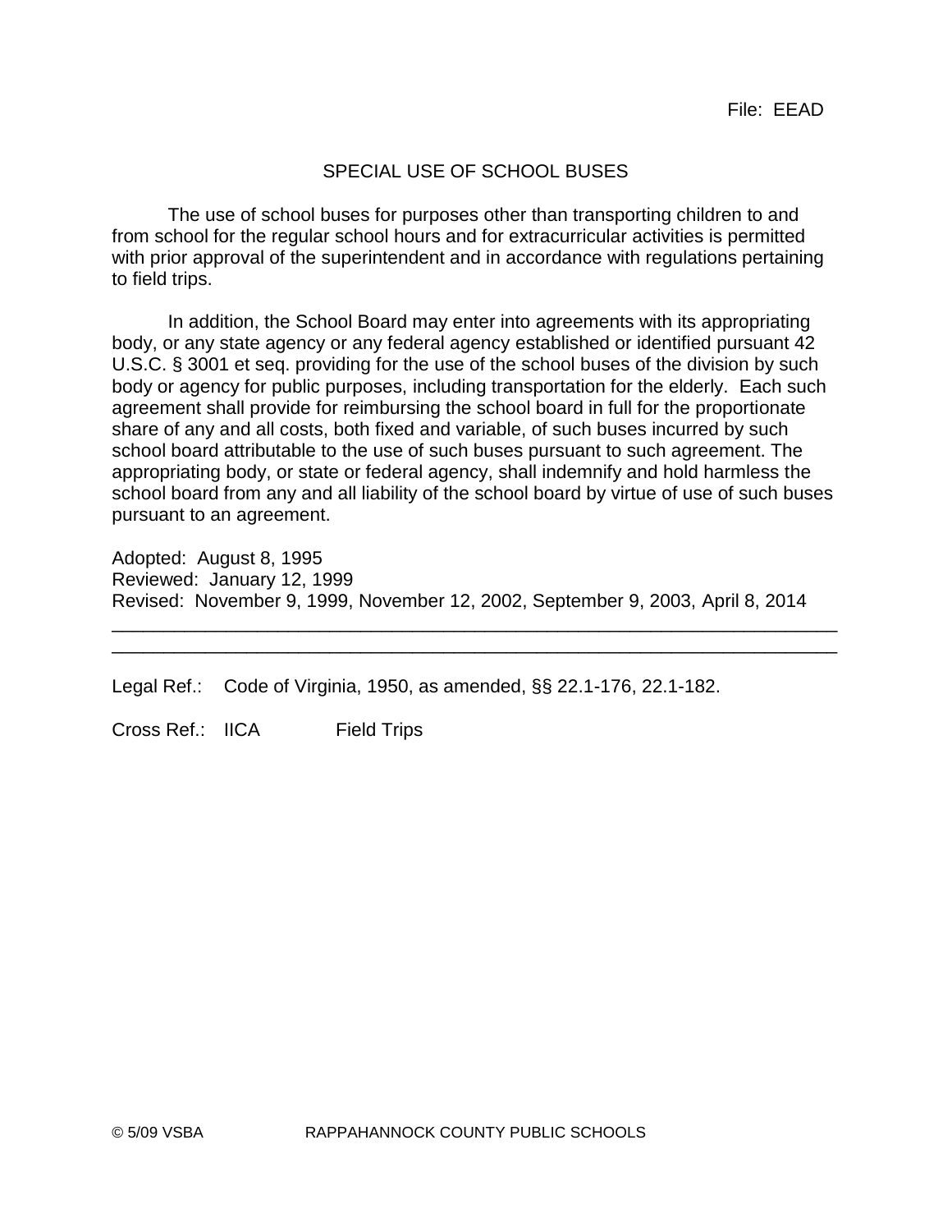File: EEAD

# SPECIAL USE OF SCHOOL BUSES

The use of school buses for purposes other than transporting children to and from school for the regular school hours and for extracurricular activities is permitted with prior approval of the superintendent and in accordance with regulations pertaining to field trips.

In addition, the School Board may enter into agreements with its appropriating body, or any state agency or any federal agency established or identified pursuant 42 U.S.C. § 3001 et seq. providing for the use of the school buses of the division by such body or agency for public purposes, including transportation for the elderly. Each such agreement shall provide for reimbursing the school board in full for the proportionate share of any and all costs, both fixed and variable, of such buses incurred by such school board attributable to the use of such buses pursuant to such agreement. The appropriating body, or state or federal agency, shall indemnify and hold harmless the school board from any and all liability of the school board by virtue of use of such buses pursuant to an agreement.

Adopted: August 8, 1995
Reviewed: January 12, 1999
Revised: November 9, 1999, November 12, 2002, September 9, 2003, April 8, 2014

---

Legal Ref.: Code of Virginia, 1950, as amended, §§ 22.1-176, 22.1-182.

Cross Ref.: IICA Field Trips

© 5/09 VSBA RAPPAHANNOCK COUNTY PUBLIC SCHOOLS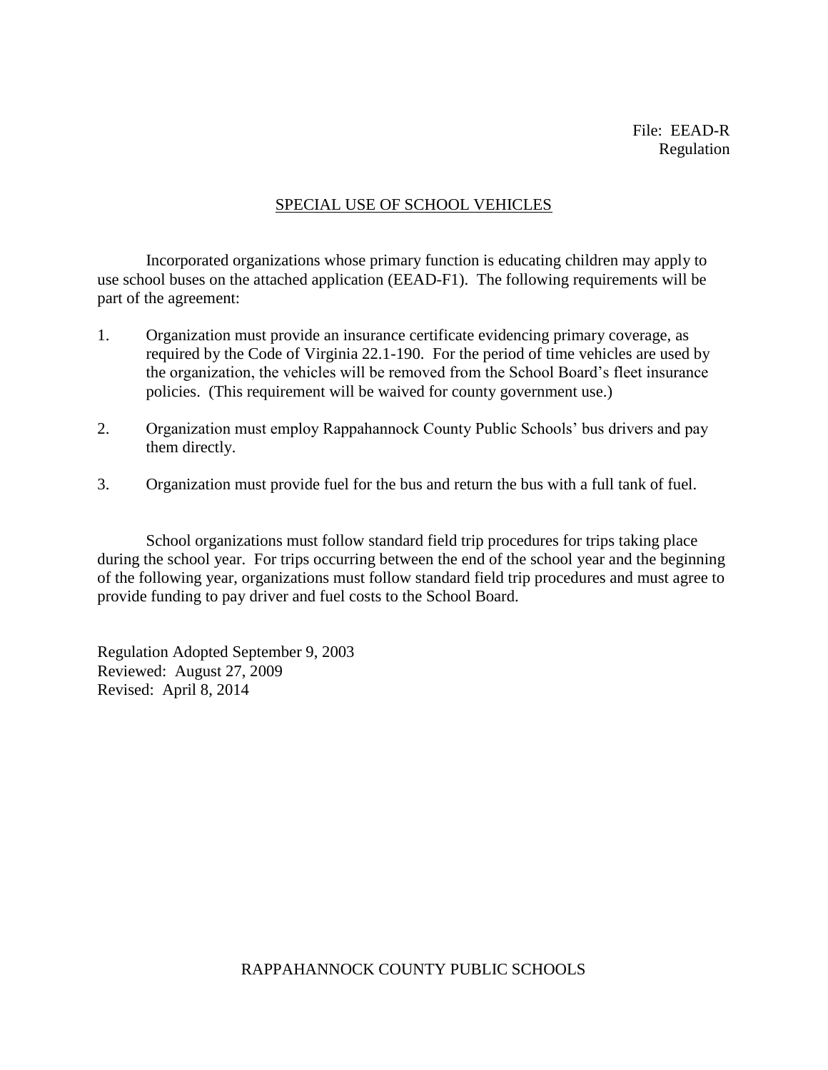File: EEAD-R
Regulation

## SPECIAL USE OF SCHOOL VEHICLES

Incorporated organizations whose primary function is educating children may apply to use school buses on the attached application (EEAD-F1). The following requirements will be part of the agreement:

1. Organization must provide an insurance certificate evidencing primary coverage, as required by the Code of Virginia 22.1-190. For the period of time vehicles are used by the organization, the vehicles will be removed from the School Board's fleet insurance policies. (This requirement will be waived for county government use.)

2. Organization must employ Rappahannock County Public Schools' bus drivers and pay them directly.

3. Organization must provide fuel for the bus and return the bus with a full tank of fuel.

School organizations must follow standard field trip procedures for trips taking place during the school year. For trips occurring between the end of the school year and the beginning of the following year, organizations must follow standard field trip procedures and must agree to provide funding to pay driver and fuel costs to the School Board.

Regulation Adopted September 9, 2003
Reviewed: August 27, 2009
Revised: April 8, 2014

RAPPAHANNOCK COUNTY PUBLIC SCHOOLS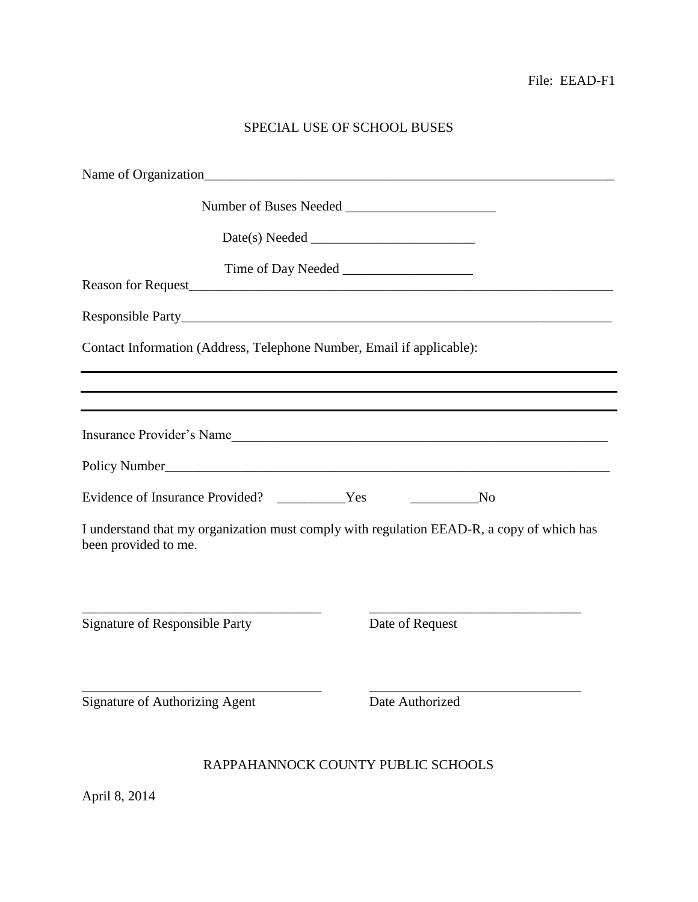File: EEAD-F1

# SPECIAL USE OF SCHOOL BUSES

Name of Organization_______________________________________________________________

Number of Buses Needed ______________________

Date(s) Needed ________________________

Time of Day Needed ___________________

Reason for Request_________________________________________________________________

Responsible Party__________________________________________________________________

Contact Information (Address, Telephone Number, Email if applicable):

___________________________________________________________________________

___________________________________________________________________________

___________________________________________________________________________

Insurance Provider's Name__________________________________________________________

Policy Number_____________________________________________________________________

Evidence of Insurance Provided? __________Yes __________No

I understand that my organization must comply with regulation EEAD-R, a copy of which has been provided to me.

___________________________________ ______________________________

Signature of Responsible Party Date of Request

___________________________________ ______________________________

Signature of Authorizing Agent Date Authorized

RAPPAHANNOCK COUNTY PUBLIC SCHOOLS

April 8, 2014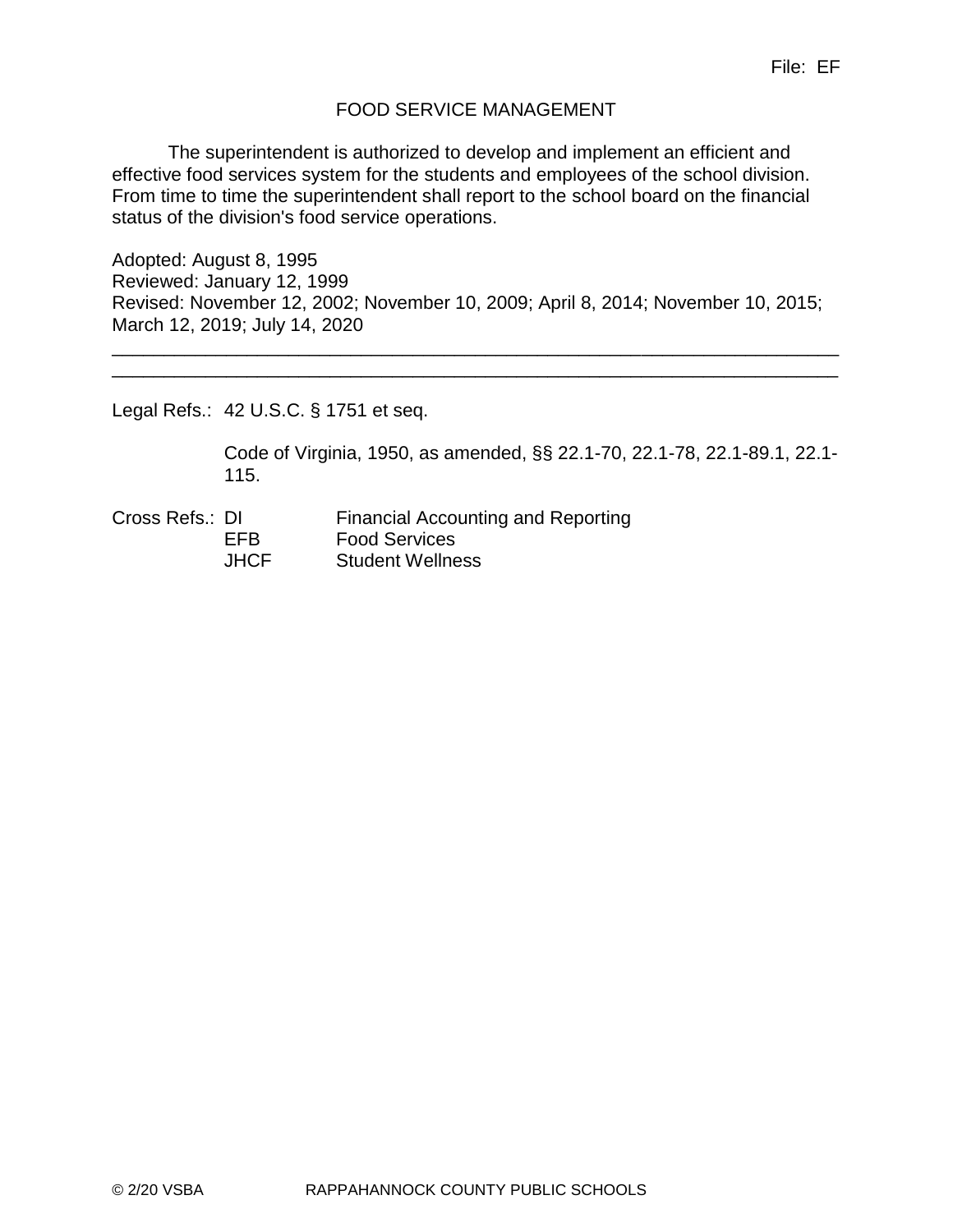File: EF

# FOOD SERVICE MANAGEMENT

The superintendent is authorized to develop and implement an efficient and effective food services system for the students and employees of the school division. From time to time the superintendent shall report to the school board on the financial status of the division's food service operations.

Adopted: August 8, 1995
Reviewed: January 12, 1999
Revised: November 12, 2002; November 10, 2009; April 8, 2014; November 10, 2015; March 12, 2019; July 14, 2020

---

---

Legal Refs.: 42 U.S.C. § 1751 et seq.

Code of Virginia, 1950, as amended, §§ 22.1-70, 22.1-78, 22.1-89.1, 22.1-115.

Cross Refs.:

| | |
|---|---|
| DI | Financial Accounting and Reporting |
| EFB | Food Services |
| JHCF | Student Wellness |

© 2/20 VSBA RAPPAHANNOCK COUNTY PUBLIC SCHOOLS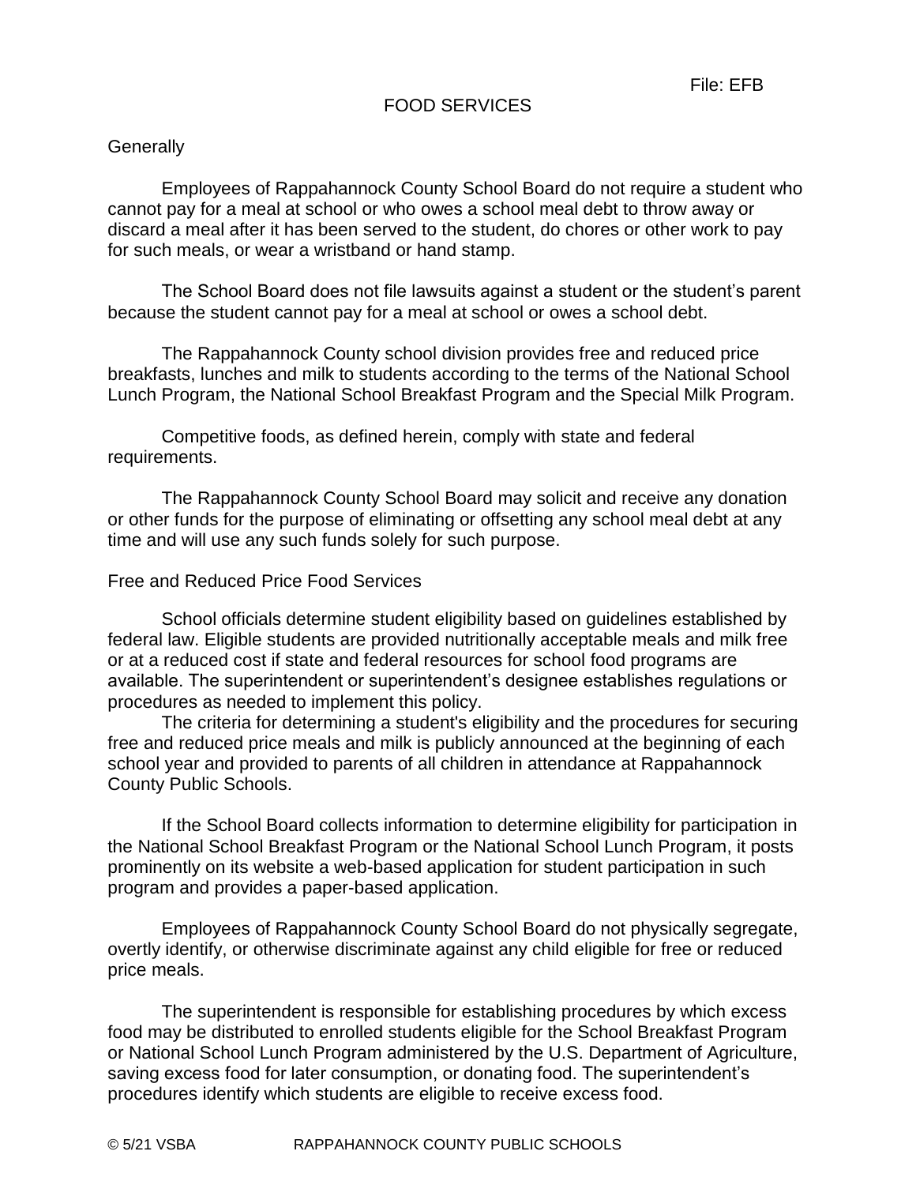File: EFB

# FOOD SERVICES

## Generally

Employees of Rappahannock County School Board do not require a student who cannot pay for a meal at school or who owes a school meal debt to throw away or discard a meal after it has been served to the student, do chores or other work to pay for such meals, or wear a wristband or hand stamp.

The School Board does not file lawsuits against a student or the student's parent because the student cannot pay for a meal at school or owes a school debt.

The Rappahannock County school division provides free and reduced price breakfasts, lunches and milk to students according to the terms of the National School Lunch Program, the National School Breakfast Program and the Special Milk Program.

Competitive foods, as defined herein, comply with state and federal requirements.

The Rappahannock County School Board may solicit and receive any donation or other funds for the purpose of eliminating or offsetting any school meal debt at any time and will use any such funds solely for such purpose.

## Free and Reduced Price Food Services

School officials determine student eligibility based on guidelines established by federal law. Eligible students are provided nutritionally acceptable meals and milk free or at a reduced cost if state and federal resources for school food programs are available. The superintendent or superintendent's designee establishes regulations or procedures as needed to implement this policy.

The criteria for determining a student's eligibility and the procedures for securing free and reduced price meals and milk is publicly announced at the beginning of each school year and provided to parents of all children in attendance at Rappahannock County Public Schools.

If the School Board collects information to determine eligibility for participation in the National School Breakfast Program or the National School Lunch Program, it posts prominently on its website a web-based application for student participation in such program and provides a paper-based application.

Employees of Rappahannock County School Board do not physically segregate, overtly identify, or otherwise discriminate against any child eligible for free or reduced price meals.

The superintendent is responsible for establishing procedures by which excess food may be distributed to enrolled students eligible for the School Breakfast Program or National School Lunch Program administered by the U.S. Department of Agriculture, saving excess food for later consumption, or donating food. The superintendent's procedures identify which students are eligible to receive excess food.

© 5/21 VSBA RAPPAHANNOCK COUNTY PUBLIC SCHOOLS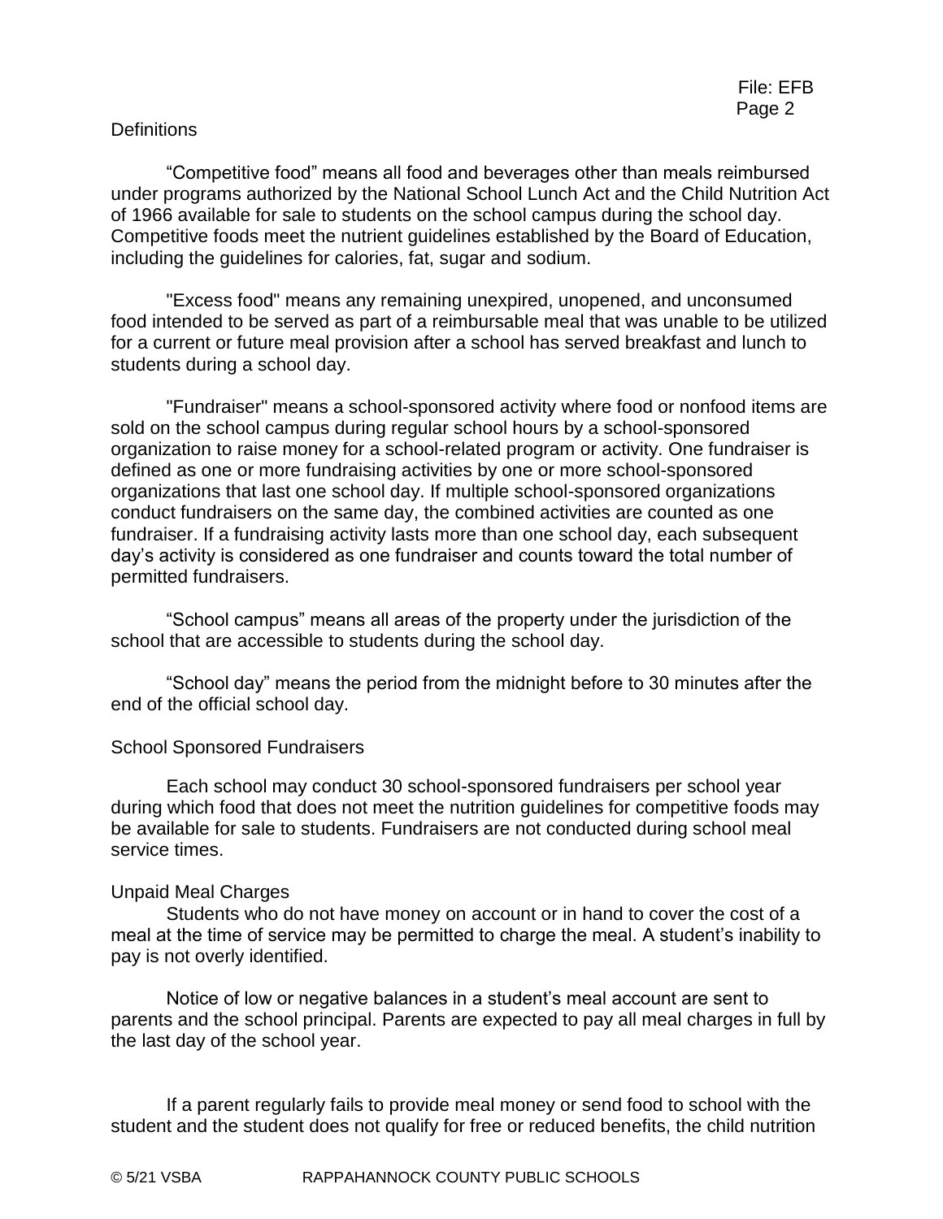## Definitions

"Competitive food" means all food and beverages other than meals reimbursed under programs authorized by the National School Lunch Act and the Child Nutrition Act of 1966 available for sale to students on the school campus during the school day. Competitive foods meet the nutrient guidelines established by the Board of Education, including the guidelines for calories, fat, sugar and sodium.

"Excess food" means any remaining unexpired, unopened, and unconsumed food intended to be served as part of a reimbursable meal that was unable to be utilized for a current or future meal provision after a school has served breakfast and lunch to students during a school day.

"Fundraiser" means a school-sponsored activity where food or nonfood items are sold on the school campus during regular school hours by a school-sponsored organization to raise money for a school-related program or activity. One fundraiser is defined as one or more fundraising activities by one or more school-sponsored organizations that last one school day. If multiple school-sponsored organizations conduct fundraisers on the same day, the combined activities are counted as one fundraiser. If a fundraising activity lasts more than one school day, each subsequent day's activity is considered as one fundraiser and counts toward the total number of permitted fundraisers.

"School campus" means all areas of the property under the jurisdiction of the school that are accessible to students during the school day.

"School day" means the period from the midnight before to 30 minutes after the end of the official school day.

## School Sponsored Fundraisers

Each school may conduct 30 school-sponsored fundraisers per school year during which food that does not meet the nutrition guidelines for competitive foods may be available for sale to students. Fundraisers are not conducted during school meal service times.

## Unpaid Meal Charges

Students who do not have money on account or in hand to cover the cost of a meal at the time of service may be permitted to charge the meal. A student's inability to pay is not overly identified.

Notice of low or negative balances in a student's meal account are sent to parents and the school principal. Parents are expected to pay all meal charges in full by the last day of the school year.

If a parent regularly fails to provide meal money or send food to school with the student and the student does not qualify for free or reduced benefits, the child nutrition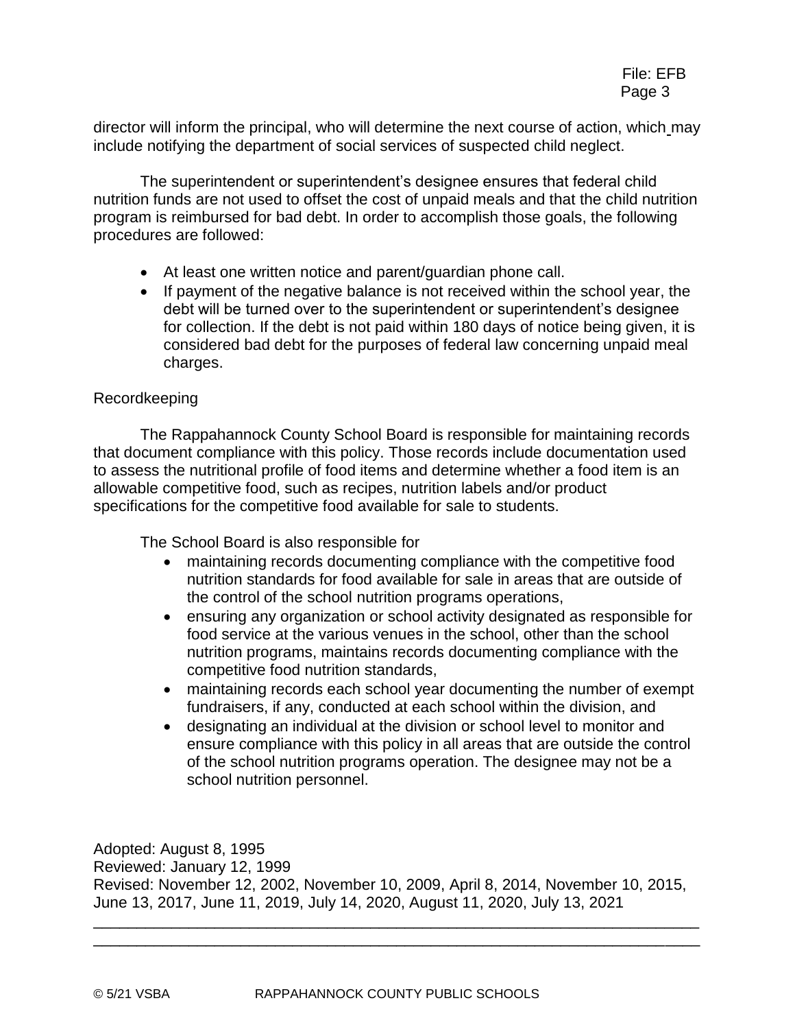director will inform the principal, who will determine the next course of action, which may include notifying the department of social services of suspected child neglect.

The superintendent or superintendent's designee ensures that federal child nutrition funds are not used to offset the cost of unpaid meals and that the child nutrition program is reimbursed for bad debt. In order to accomplish those goals, the following procedures are followed:

- At least one written notice and parent/guardian phone call.
- If payment of the negative balance is not received within the school year, the debt will be turned over to the superintendent or superintendent's designee for collection. If the debt is not paid within 180 days of notice being given, it is considered bad debt for the purposes of federal law concerning unpaid meal charges.

Recordkeeping

The Rappahannock County School Board is responsible for maintaining records that document compliance with this policy. Those records include documentation used to assess the nutritional profile of food items and determine whether a food item is an allowable competitive food, such as recipes, nutrition labels and/or product specifications for the competitive food available for sale to students.

The School Board is also responsible for

- maintaining records documenting compliance with the competitive food nutrition standards for food available for sale in areas that are outside of the control of the school nutrition programs operations,
- ensuring any organization or school activity designated as responsible for food service at the various venues in the school, other than the school nutrition programs, maintains records documenting compliance with the competitive food nutrition standards,
- maintaining records each school year documenting the number of exempt fundraisers, if any, conducted at each school within the division, and
- designating an individual at the division or school level to monitor and ensure compliance with this policy in all areas that are outside the control of the school nutrition programs operation. The designee may not be a school nutrition personnel.

Adopted: August 8, 1995
Reviewed: January 12, 1999
Revised: November 12, 2002, November 10, 2009, April 8, 2014, November 10, 2015, June 13, 2017, June 11, 2019, July 14, 2020, August 11, 2020, July 13, 2021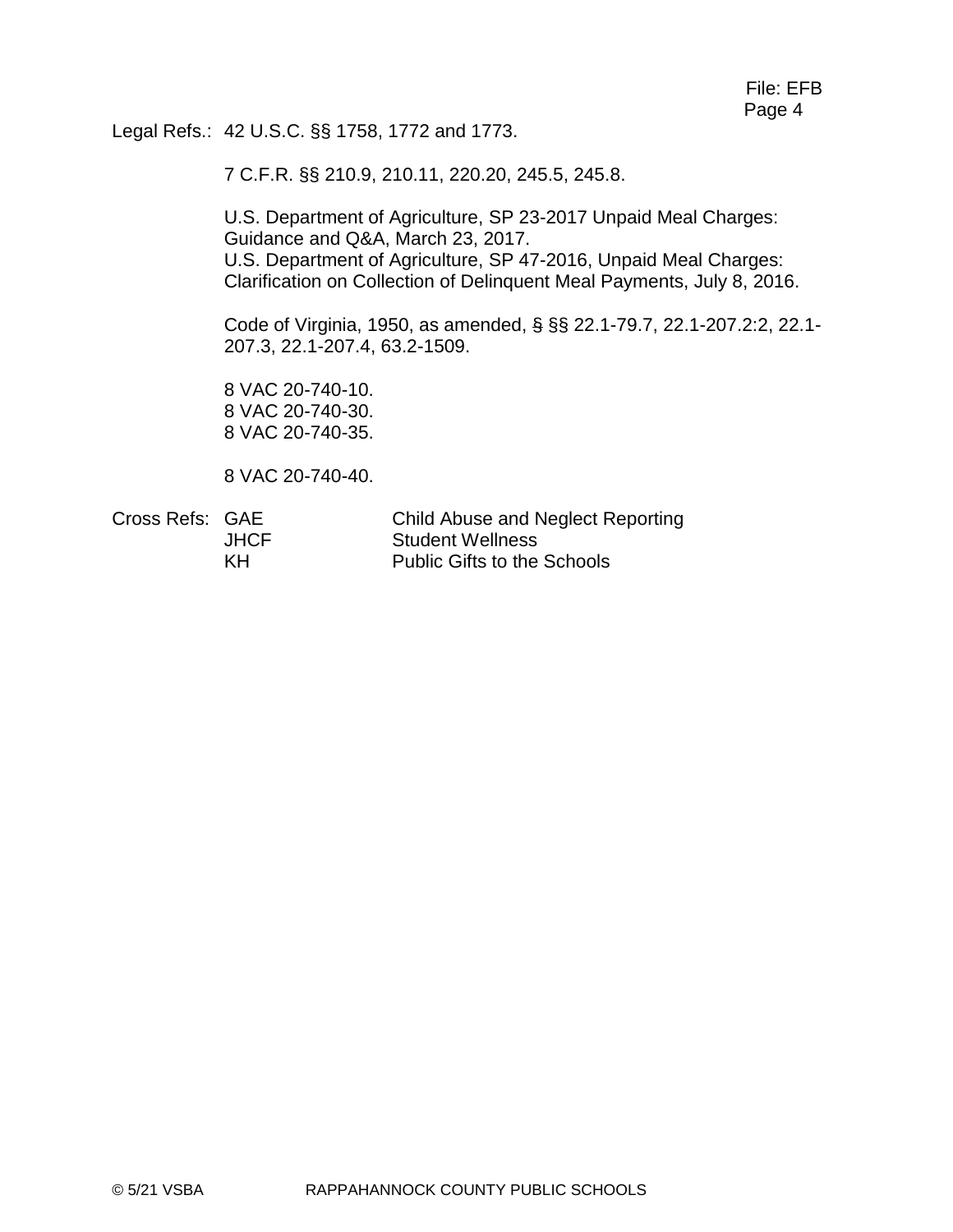Legal Refs.: 42 U.S.C. §§ 1758, 1772 and 1773.

7 C.F.R. §§ 210.9, 210.11, 220.20, 245.5, 245.8.

U.S. Department of Agriculture, SP 23-2017 Unpaid Meal Charges: Guidance and Q&A, March 23, 2017.
U.S. Department of Agriculture, SP 47-2016, Unpaid Meal Charges: Clarification on Collection of Delinquent Meal Payments, July 8, 2016.

Code of Virginia, 1950, as amended, § §§ 22.1-79.7, 22.1-207.2:2, 22.1-207.3, 22.1-207.4, 63.2-1509.

8 VAC 20-740-10.
8 VAC 20-740-30.
8 VAC 20-740-35.

8 VAC 20-740-40.

| Cross Refs: | | |
|---|---|---|
| | GAE | Child Abuse and Neglect Reporting |
| | JHCF | Student Wellness |
| | KH | Public Gifts to the Schools |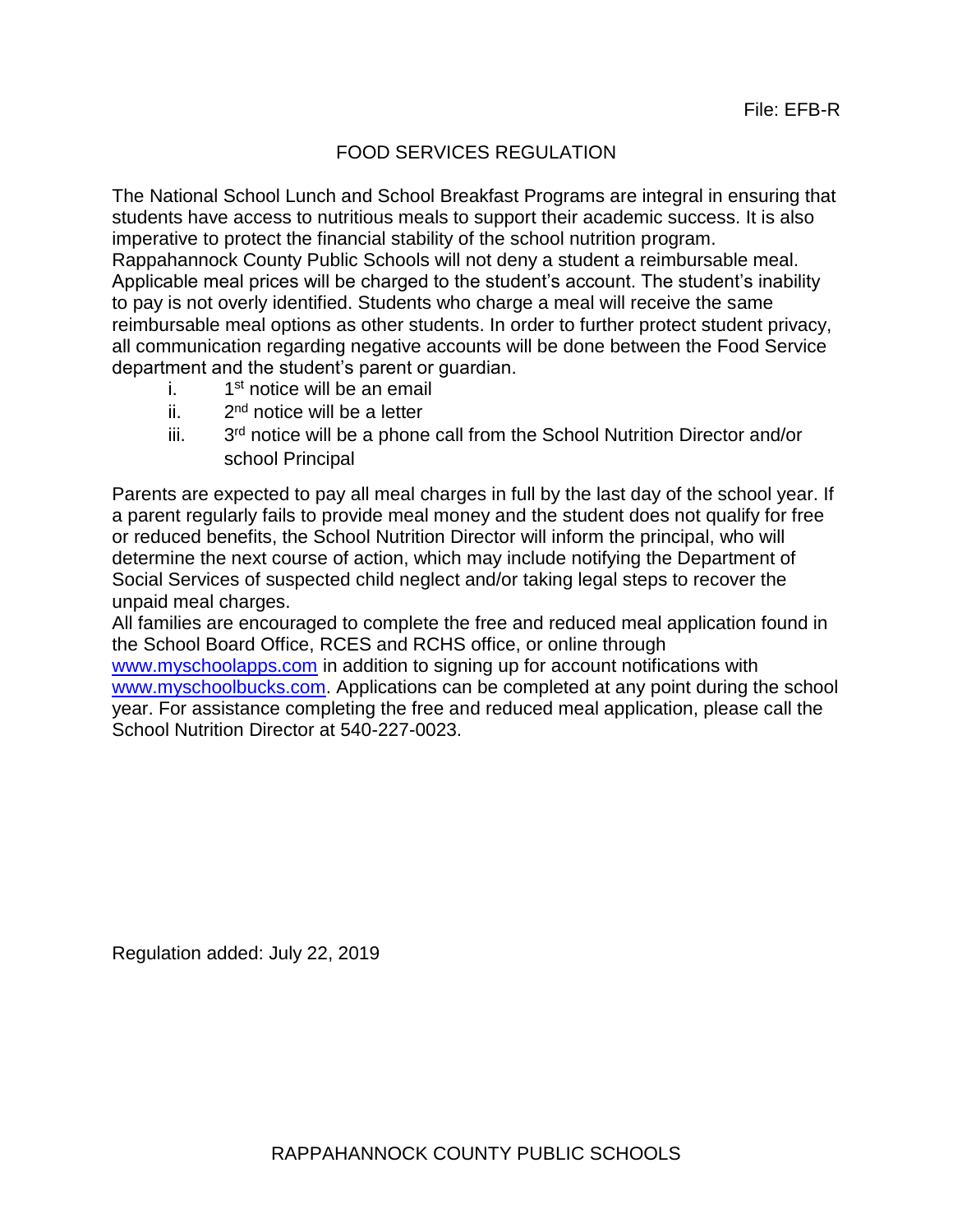File: EFB-R

# FOOD SERVICES REGULATION

The National School Lunch and School Breakfast Programs are integral in ensuring that students have access to nutritious meals to support their academic success. It is also imperative to protect the financial stability of the school nutrition program.
Rappahannock County Public Schools will not deny a student a reimbursable meal. Applicable meal prices will be charged to the student's account. The student's inability to pay is not overly identified. Students who charge a meal will receive the same reimbursable meal options as other students. In order to further protect student privacy, all communication regarding negative accounts will be done between the Food Service department and the student's parent or guardian.

i. 1st notice will be an email
ii. 2nd notice will be a letter
iii. 3rd notice will be a phone call from the School Nutrition Director and/or school Principal

Parents are expected to pay all meal charges in full by the last day of the school year. If a parent regularly fails to provide meal money and the student does not qualify for free or reduced benefits, the School Nutrition Director will inform the principal, who will determine the next course of action, which may include notifying the Department of Social Services of suspected child neglect and/or taking legal steps to recover the unpaid meal charges.
All families are encouraged to complete the free and reduced meal application found in the School Board Office, RCES and RCHS office, or online through www.myschoolapps.com in addition to signing up for account notifications with www.myschoolbucks.com. Applications can be completed at any point during the school year. For assistance completing the free and reduced meal application, please call the School Nutrition Director at 540-227-0023.

Regulation added: July 22, 2019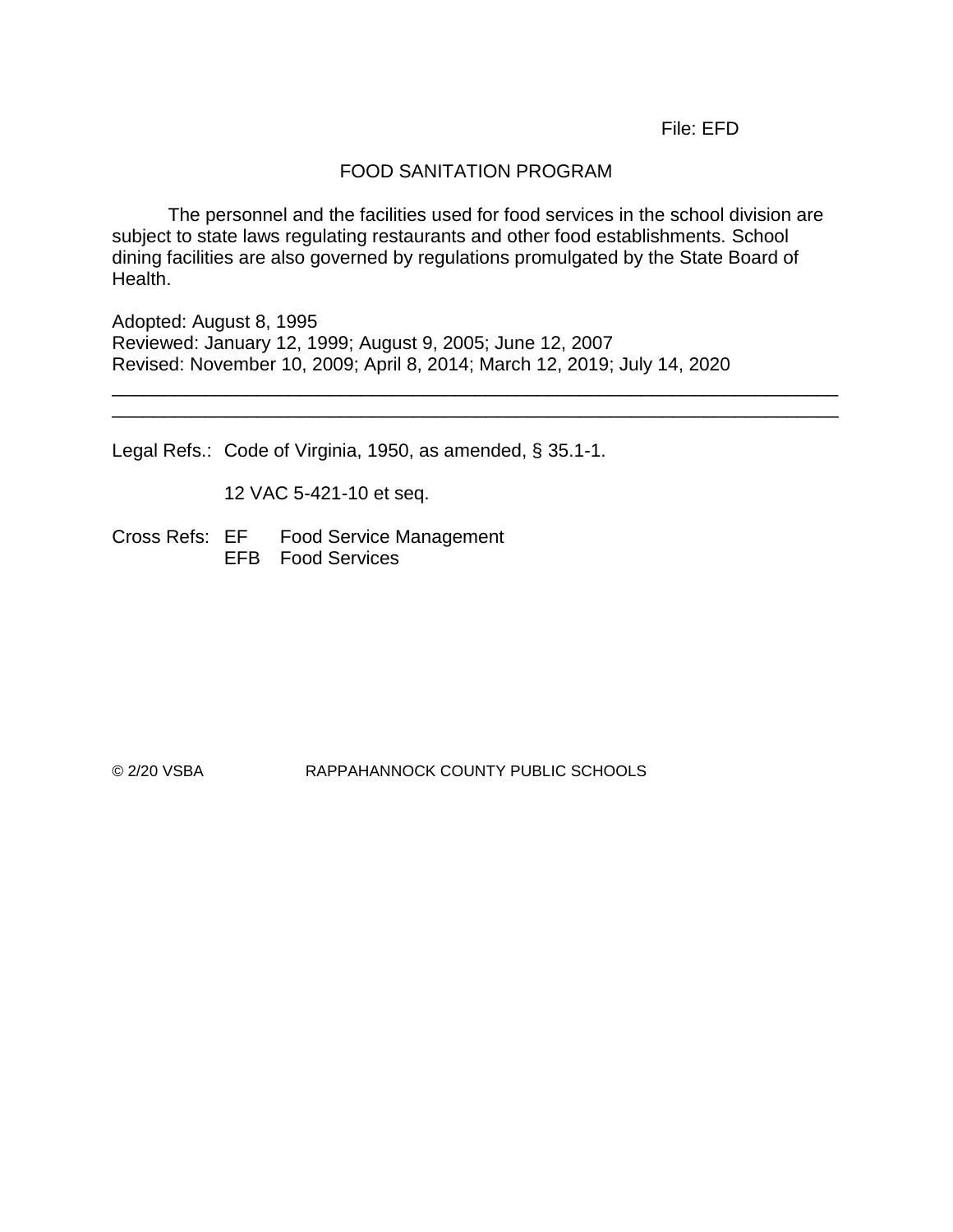File: EFD

# FOOD SANITATION PROGRAM

The personnel and the facilities used for food services in the school division are subject to state laws regulating restaurants and other food establishments. School dining facilities are also governed by regulations promulgated by the State Board of Health.

Adopted: August 8, 1995
Reviewed: January 12, 1999; August 9, 2005; June 12, 2007
Revised: November 10, 2009; April 8, 2014; March 12, 2019; July 14, 2020

---

Legal Refs.: Code of Virginia, 1950, as amended, § 35.1-1.

12 VAC 5-421-10 et seq.

Cross Refs: EF Food Service Management
EFB Food Services

© 2/20 VSBA RAPPAHANNOCK COUNTY PUBLIC SCHOOLS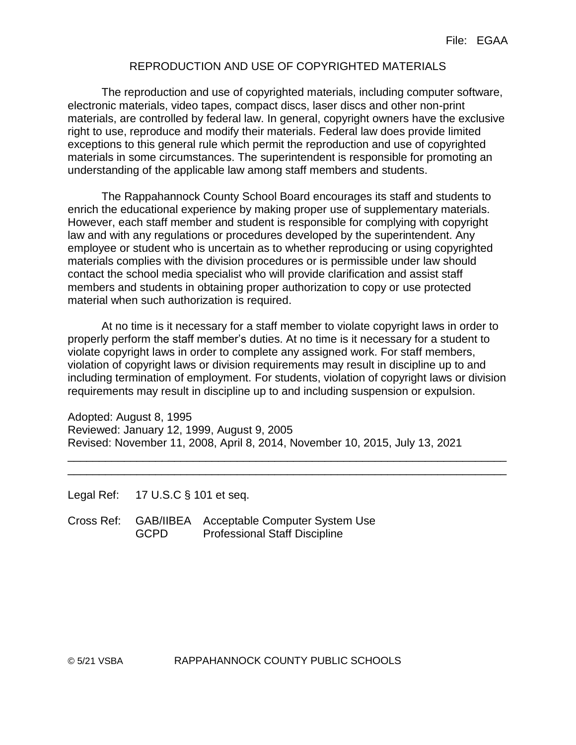File: EGAA

# REPRODUCTION AND USE OF COPYRIGHTED MATERIALS

The reproduction and use of copyrighted materials, including computer software, electronic materials, video tapes, compact discs, laser discs and other non-print materials, are controlled by federal law. In general, copyright owners have the exclusive right to use, reproduce and modify their materials. Federal law does provide limited exceptions to this general rule which permit the reproduction and use of copyrighted materials in some circumstances. The superintendent is responsible for promoting an understanding of the applicable law among staff members and students.

The Rappahannock County School Board encourages its staff and students to enrich the educational experience by making proper use of supplementary materials. However, each staff member and student is responsible for complying with copyright law and with any regulations or procedures developed by the superintendent. Any employee or student who is uncertain as to whether reproducing or using copyrighted materials complies with the division procedures or is permissible under law should contact the school media specialist who will provide clarification and assist staff members and students in obtaining proper authorization to copy or use protected material when such authorization is required.

At no time is it necessary for a staff member to violate copyright laws in order to properly perform the staff member's duties. At no time is it necessary for a student to violate copyright laws in order to complete any assigned work. For staff members, violation of copyright laws or division requirements may result in discipline up to and including termination of employment. For students, violation of copyright laws or division requirements may result in discipline up to and including suspension or expulsion.

Adopted: August 8, 1995
Reviewed: January 12, 1999, August 9, 2005
Revised: November 11, 2008, April 8, 2014, November 10, 2015, July 13, 2021

---

Legal Ref: 17 U.S.C § 101 et seq.

Cross Ref: GAB/IIBEA Acceptable Computer System Use
GCPD Professional Staff Discipline

© 5/21 VSBA RAPPAHANNOCK COUNTY PUBLIC SCHOOLS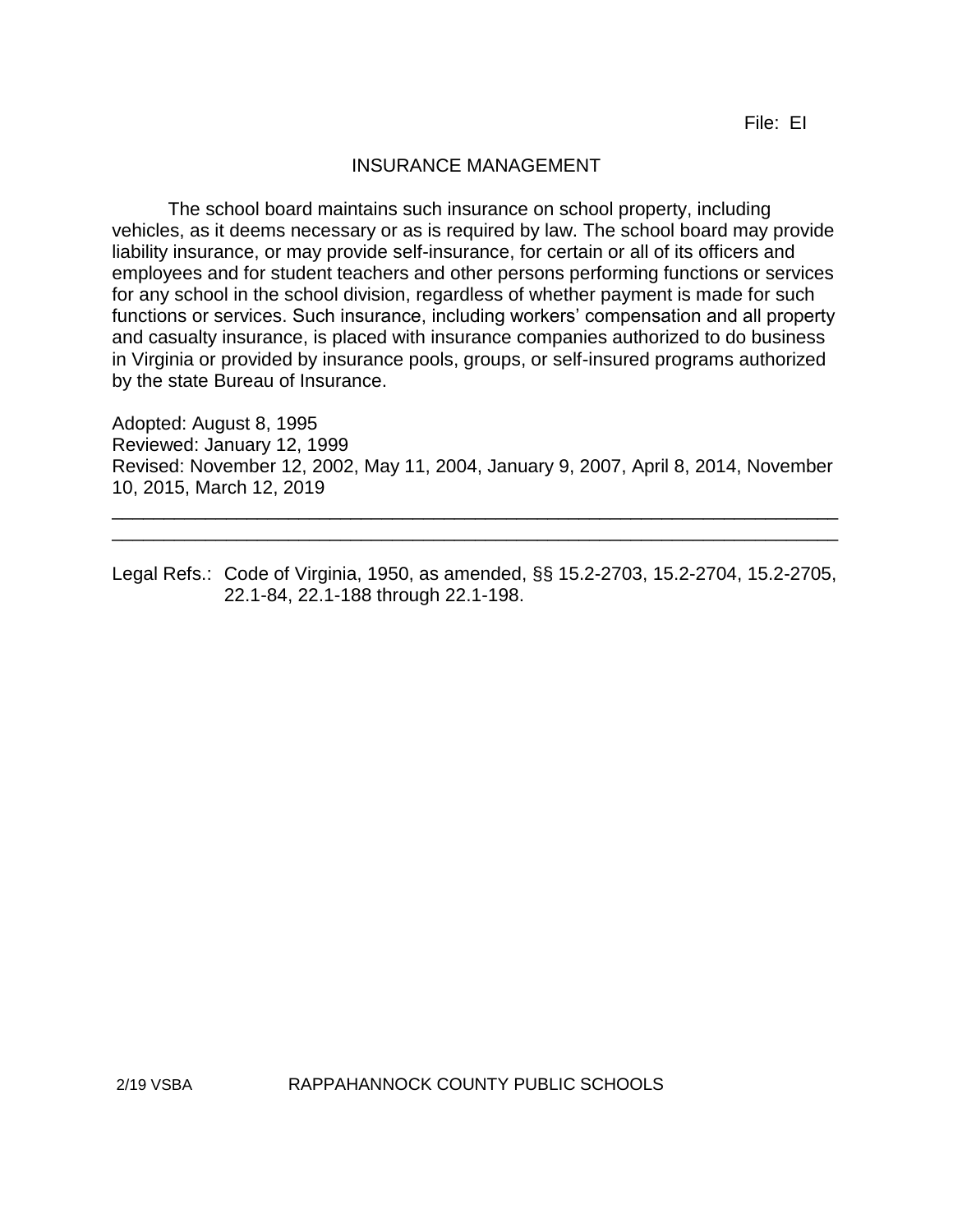File: EI

# INSURANCE MANAGEMENT

The school board maintains such insurance on school property, including vehicles, as it deems necessary or as is required by law. The school board may provide liability insurance, or may provide self-insurance, for certain or all of its officers and employees and for student teachers and other persons performing functions or services for any school in the school division, regardless of whether payment is made for such functions or services. Such insurance, including workers' compensation and all property and casualty insurance, is placed with insurance companies authorized to do business in Virginia or provided by insurance pools, groups, or self-insured programs authorized by the state Bureau of Insurance.

Adopted: August 8, 1995
Reviewed: January 12, 1999
Revised: November 12, 2002, May 11, 2004, January 9, 2007, April 8, 2014, November 10, 2015, March 12, 2019

---

Legal Refs.: Code of Virginia, 1950, as amended, §§ 15.2-2703, 15.2-2704, 15.2-2705, 22.1-84, 22.1-188 through 22.1-198.

2/19 VSBA RAPPAHANNOCK COUNTY PUBLIC SCHOOLS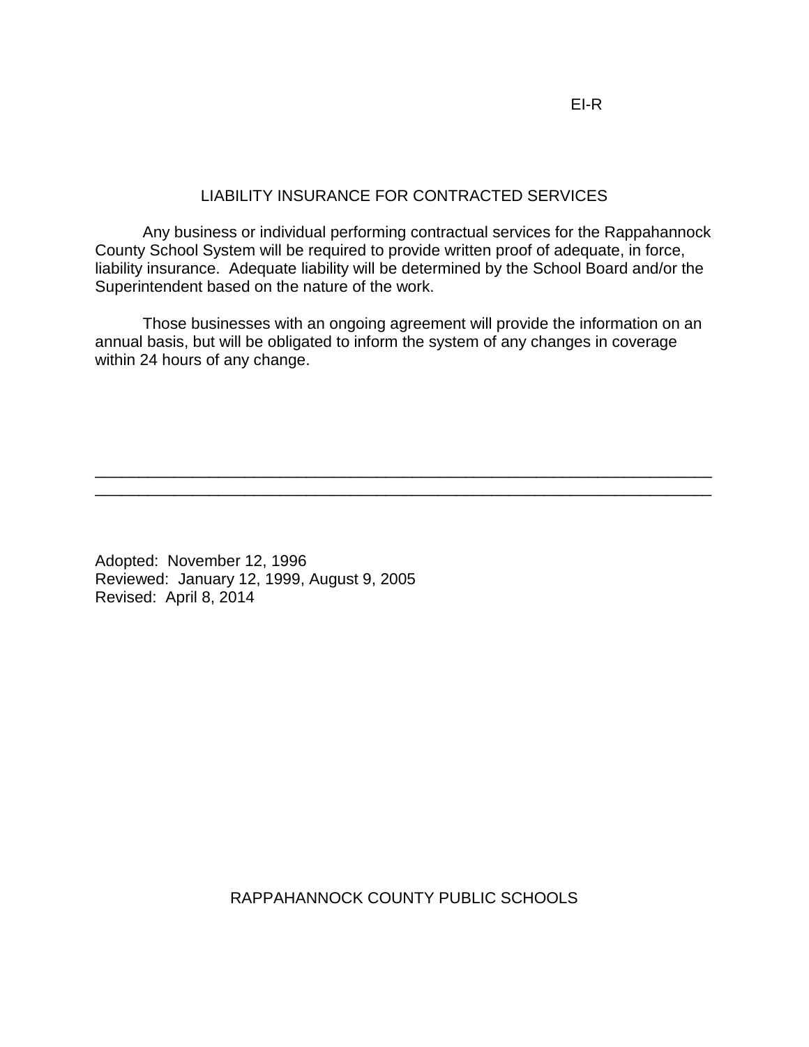EI-R

# LIABILITY INSURANCE FOR CONTRACTED SERVICES

Any business or individual performing contractual services for the Rappahannock County School System will be required to provide written proof of adequate, in force, liability insurance. Adequate liability will be determined by the School Board and/or the Superintendent based on the nature of the work.

Those businesses with an ongoing agreement will provide the information on an annual basis, but will be obligated to inform the system of any changes in coverage within 24 hours of any change.

---

Adopted: November 12, 1996
Reviewed: January 12, 1999, August 9, 2005
Revised: April 8, 2014

RAPPAHANNOCK COUNTY PUBLIC SCHOOLS